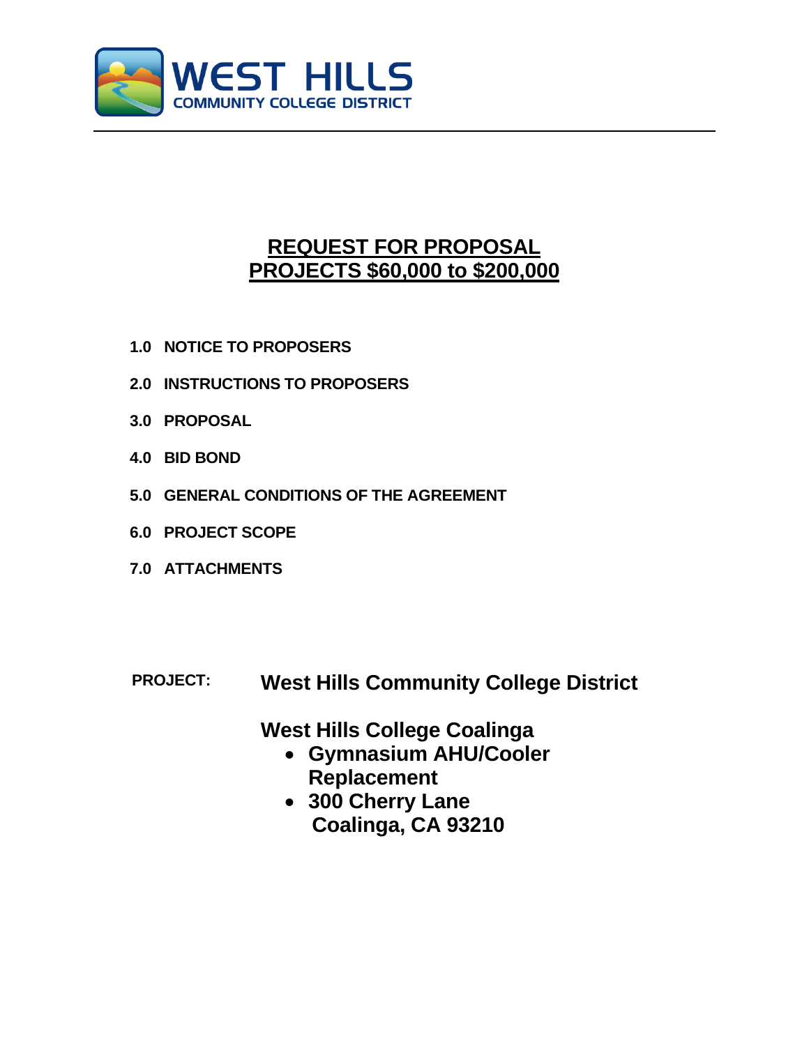**WEST HILLS**
**COMMUNITY COLLEGE DISTRICT**

# REQUEST FOR PROPOSAL
# PROJECTS $60,000 to $200,000

**1.0 NOTICE TO PROPOSERS**

**2.0 INSTRUCTIONS TO PROPOSERS**

**3.0 PROPOSAL**

**4.0 BID BOND**

**5.0 GENERAL CONDITIONS OF THE AGREEMENT**

**6.0 PROJECT SCOPE**

**7.0 ATTACHMENTS**

**PROJECT:** **West Hills Community College District**

**West Hills College Coalinga**

- **Gymnasium AHU/Cooler Replacement**
- **300 Cherry Lane**
  **Coalinga, CA 93210**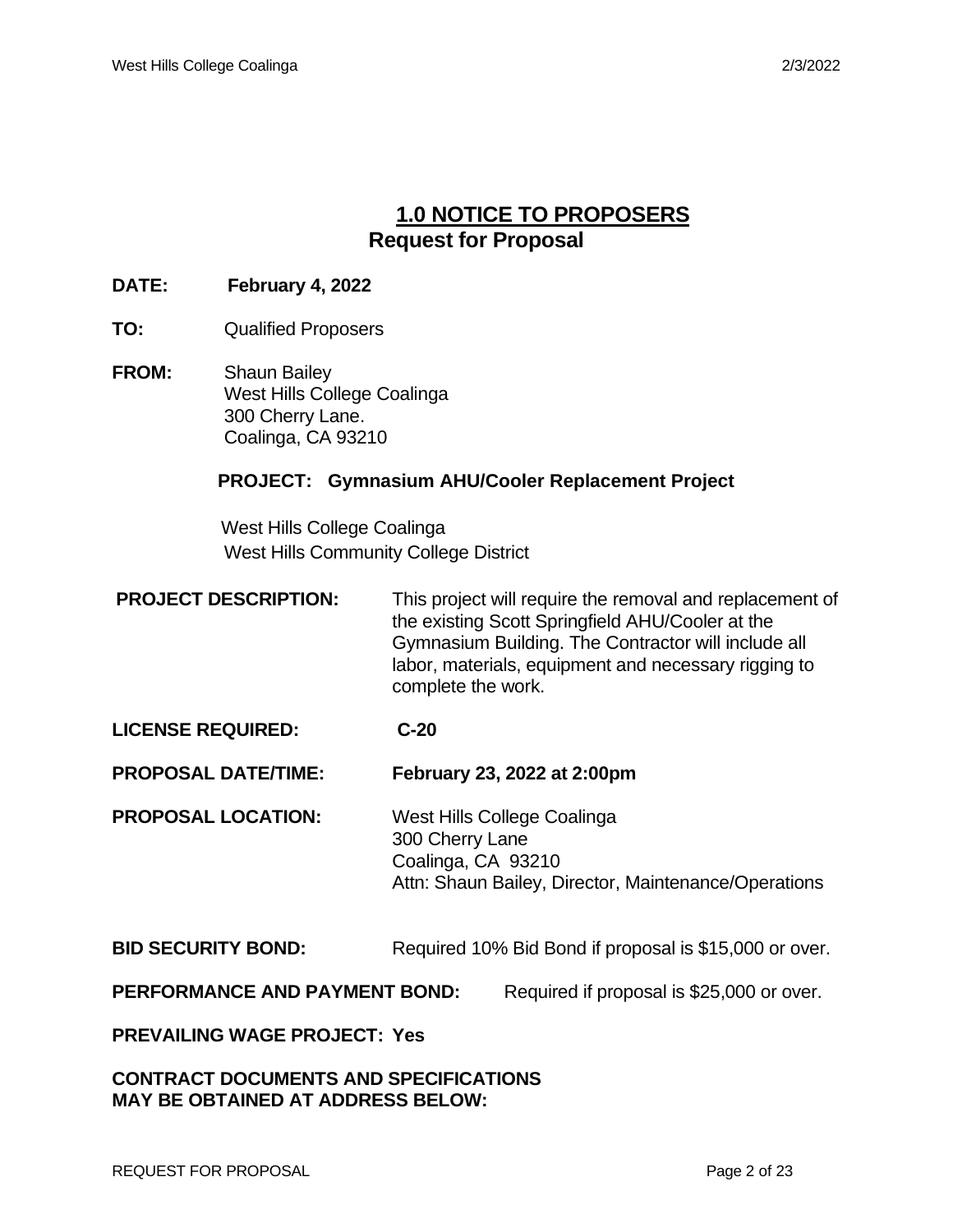## 1.0 NOTICE TO PROPOSERS

### Request for Proposal

**DATE:** **February 4, 2022**

**TO:** Qualified Proposers

**FROM:** Shaun Bailey
West Hills College Coalinga
300 Cherry Lane.
Coalinga, CA 93210

**PROJECT: Gymnasium AHU/Cooler Replacement Project**

West Hills College Coalinga
West Hills Community College District

**PROJECT DESCRIPTION:** This project will require the removal and replacement of the existing Scott Springfield AHU/Cooler at the Gymnasium Building. The Contractor will include all labor, materials, equipment and necessary rigging to complete the work.

**LICENSE REQUIRED:** **C-20**

**PROPOSAL DATE/TIME:** **February 23, 2022 at 2:00pm**

**PROPOSAL LOCATION:** West Hills College Coalinga
300 Cherry Lane
Coalinga, CA 93210
Attn: Shaun Bailey, Director, Maintenance/Operations

**BID SECURITY BOND:** Required 10% Bid Bond if proposal is $15,000 or over.

**PERFORMANCE AND PAYMENT BOND:** Required if proposal is $25,000 or over.

**PREVAILING WAGE PROJECT: Yes**

**CONTRACT DOCUMENTS AND SPECIFICATIONS MAY BE OBTAINED AT ADDRESS BELOW:**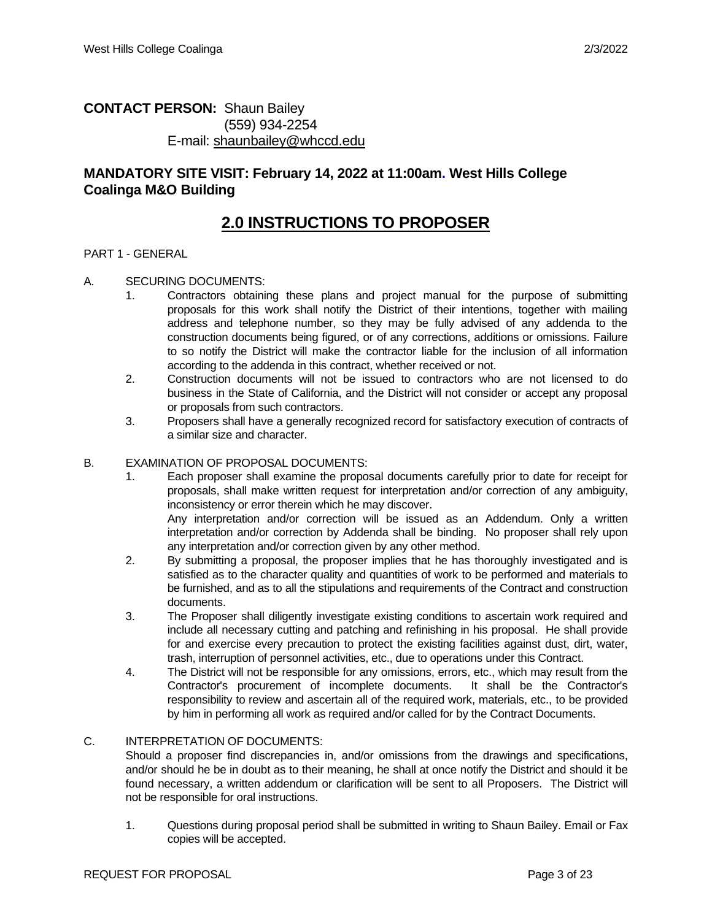**CONTACT PERSON:** Shaun Bailey
(559) 934-2254
E-mail: shaunbailey@whccd.edu

**MANDATORY SITE VISIT: February 14, 2022 at 11:00am. West Hills College Coalinga M&O Building**

## 2.0 INSTRUCTIONS TO PROPOSER

PART 1 - GENERAL

A. SECURING DOCUMENTS:

1. Contractors obtaining these plans and project manual for the purpose of submitting proposals for this work shall notify the District of their intentions, together with mailing address and telephone number, so they may be fully advised of any addenda to the construction documents being figured, or of any corrections, additions or omissions. Failure to so notify the District will make the contractor liable for the inclusion of all information according to the addenda in this contract, whether received or not.
2. Construction documents will not be issued to contractors who are not licensed to do business in the State of California, and the District will not consider or accept any proposal or proposals from such contractors.
3. Proposers shall have a generally recognized record for satisfactory execution of contracts of a similar size and character.

B. EXAMINATION OF PROPOSAL DOCUMENTS:

1. Each proposer shall examine the proposal documents carefully prior to date for receipt for proposals, shall make written request for interpretation and/or correction of any ambiguity, inconsistency or error therein which he may discover.
   Any interpretation and/or correction will be issued as an Addendum. Only a written interpretation and/or correction by Addenda shall be binding. No proposer shall rely upon any interpretation and/or correction given by any other method.
2. By submitting a proposal, the proposer implies that he has thoroughly investigated and is satisfied as to the character quality and quantities of work to be performed and materials to be furnished, and as to all the stipulations and requirements of the Contract and construction documents.
3. The Proposer shall diligently investigate existing conditions to ascertain work required and include all necessary cutting and patching and refinishing in his proposal. He shall provide for and exercise every precaution to protect the existing facilities against dust, dirt, water, trash, interruption of personnel activities, etc., due to operations under this Contract.
4. The District will not be responsible for any omissions, errors, etc., which may result from the Contractor's procurement of incomplete documents. It shall be the Contractor's responsibility to review and ascertain all of the required work, materials, etc., to be provided by him in performing all work as required and/or called for by the Contract Documents.

C. INTERPRETATION OF DOCUMENTS:

Should a proposer find discrepancies in, and/or omissions from the drawings and specifications, and/or should he be in doubt as to their meaning, he shall at once notify the District and should it be found necessary, a written addendum or clarification will be sent to all Proposers. The District will not be responsible for oral instructions.

1. Questions during proposal period shall be submitted in writing to Shaun Bailey. Email or Fax copies will be accepted.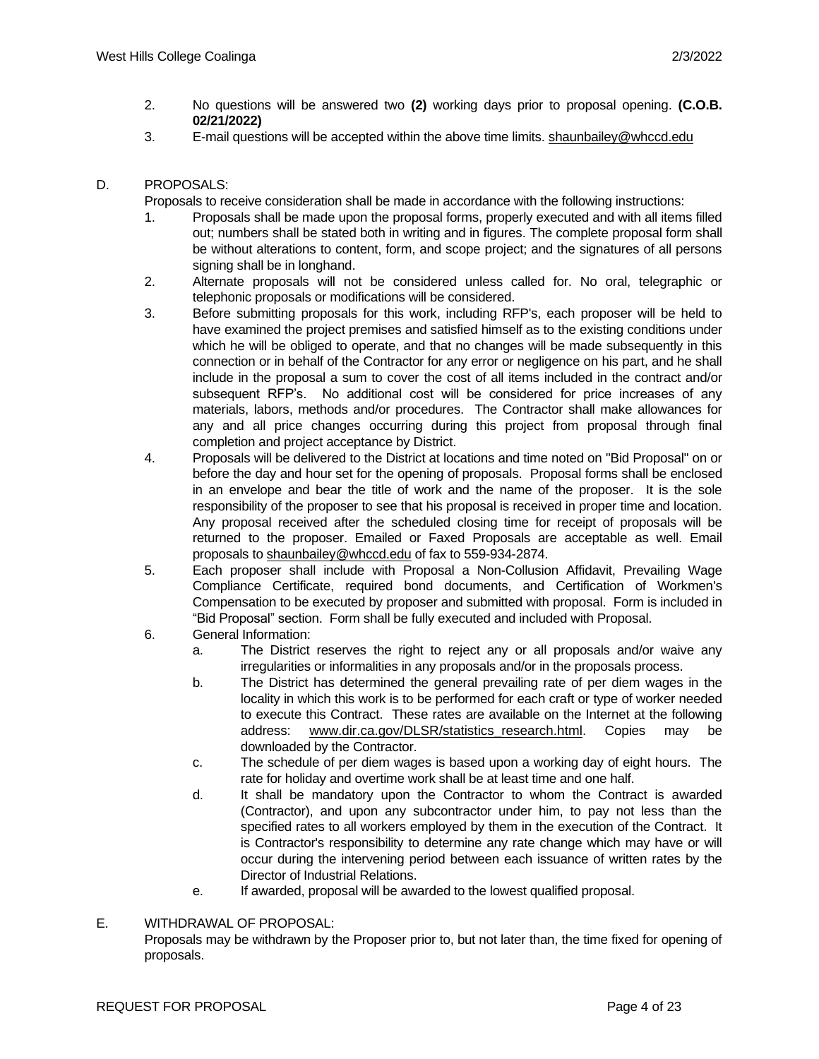2. No questions will be answered two **(2)** working days prior to proposal opening. **(C.O.B. 02/21/2022)**
3. E-mail questions will be accepted within the above time limits. shaunbailey@whccd.edu

D. PROPOSALS:

Proposals to receive consideration shall be made in accordance with the following instructions:

1. Proposals shall be made upon the proposal forms, properly executed and with all items filled out; numbers shall be stated both in writing and in figures. The complete proposal form shall be without alterations to content, form, and scope project; and the signatures of all persons signing shall be in longhand.
2. Alternate proposals will not be considered unless called for. No oral, telegraphic or telephonic proposals or modifications will be considered.
3. Before submitting proposals for this work, including RFP's, each proposer will be held to have examined the project premises and satisfied himself as to the existing conditions under which he will be obliged to operate, and that no changes will be made subsequently in this connection or in behalf of the Contractor for any error or negligence on his part, and he shall include in the proposal a sum to cover the cost of all items included in the contract and/or subsequent RFP's. No additional cost will be considered for price increases of any materials, labors, methods and/or procedures. The Contractor shall make allowances for any and all price changes occurring during this project from proposal through final completion and project acceptance by District.
4. Proposals will be delivered to the District at locations and time noted on "Bid Proposal" on or before the day and hour set for the opening of proposals. Proposal forms shall be enclosed in an envelope and bear the title of work and the name of the proposer. It is the sole responsibility of the proposer to see that his proposal is received in proper time and location. Any proposal received after the scheduled closing time for receipt of proposals will be returned to the proposer. Emailed or Faxed Proposals are acceptable as well. Email proposals to shaunbailey@whccd.edu of fax to 559-934-2874.
5. Each proposer shall include with Proposal a Non-Collusion Affidavit, Prevailing Wage Compliance Certificate, required bond documents, and Certification of Workmen's Compensation to be executed by proposer and submitted with proposal. Form is included in "Bid Proposal" section. Form shall be fully executed and included with Proposal.
6. General Information:
   a. The District reserves the right to reject any or all proposals and/or waive any irregularities or informalities in any proposals and/or in the proposals process.
   b. The District has determined the general prevailing rate of per diem wages in the locality in which this work is to be performed for each craft or type of worker needed to execute this Contract. These rates are available on the Internet at the following address: www.dir.ca.gov/DLSR/statistics_research.html. Copies may be downloaded by the Contractor.
   c. The schedule of per diem wages is based upon a working day of eight hours. The rate for holiday and overtime work shall be at least time and one half.
   d. It shall be mandatory upon the Contractor to whom the Contract is awarded (Contractor), and upon any subcontractor under him, to pay not less than the specified rates to all workers employed by them in the execution of the Contract. It is Contractor's responsibility to determine any rate change which may have or will occur during the intervening period between each issuance of written rates by the Director of Industrial Relations.
   e. If awarded, proposal will be awarded to the lowest qualified proposal.

E. WITHDRAWAL OF PROPOSAL:

Proposals may be withdrawn by the Proposer prior to, but not later than, the time fixed for opening of proposals.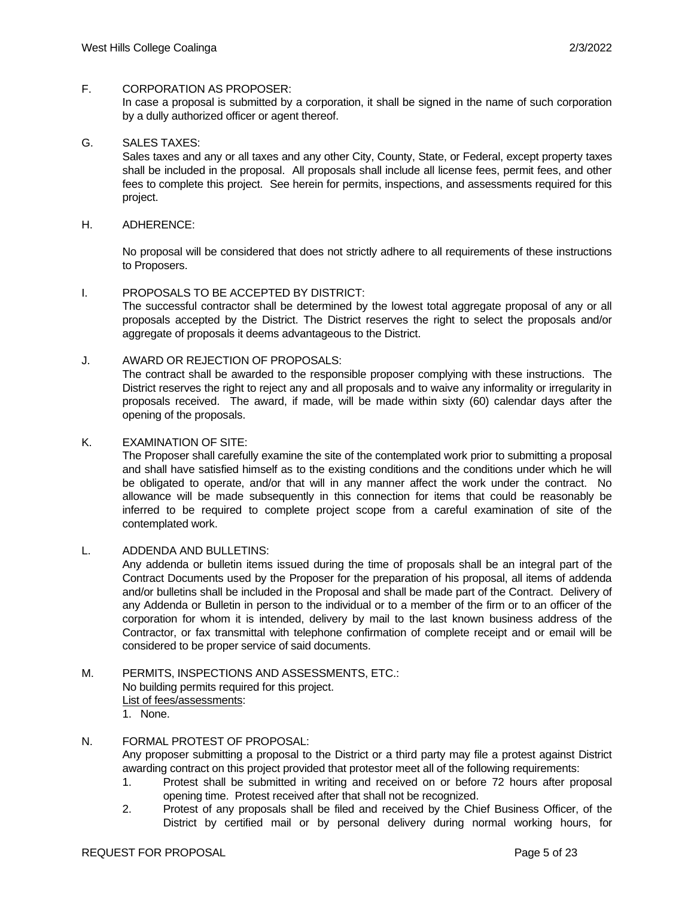F. CORPORATION AS PROPOSER:

In case a proposal is submitted by a corporation, it shall be signed in the name of such corporation by a dully authorized officer or agent thereof.

G. SALES TAXES:

Sales taxes and any or all taxes and any other City, County, State, or Federal, except property taxes shall be included in the proposal. All proposals shall include all license fees, permit fees, and other fees to complete this project. See herein for permits, inspections, and assessments required for this project.

H. ADHERENCE:

No proposal will be considered that does not strictly adhere to all requirements of these instructions to Proposers.

I. PROPOSALS TO BE ACCEPTED BY DISTRICT:

The successful contractor shall be determined by the lowest total aggregate proposal of any or all proposals accepted by the District. The District reserves the right to select the proposals and/or aggregate of proposals it deems advantageous to the District.

J. AWARD OR REJECTION OF PROPOSALS:

The contract shall be awarded to the responsible proposer complying with these instructions. The District reserves the right to reject any and all proposals and to waive any informality or irregularity in proposals received. The award, if made, will be made within sixty (60) calendar days after the opening of the proposals.

K. EXAMINATION OF SITE:

The Proposer shall carefully examine the site of the contemplated work prior to submitting a proposal and shall have satisfied himself as to the existing conditions and the conditions under which he will be obligated to operate, and/or that will in any manner affect the work under the contract. No allowance will be made subsequently in this connection for items that could be reasonably be inferred to be required to complete project scope from a careful examination of site of the contemplated work.

L. ADDENDA AND BULLETINS:

Any addenda or bulletin items issued during the time of proposals shall be an integral part of the Contract Documents used by the Proposer for the preparation of his proposal, all items of addenda and/or bulletins shall be included in the Proposal and shall be made part of the Contract. Delivery of any Addenda or Bulletin in person to the individual or to a member of the firm or to an officer of the corporation for whom it is intended, delivery by mail to the last known business address of the Contractor, or fax transmittal with telephone confirmation of complete receipt and or email will be considered to be proper service of said documents.

M. PERMITS, INSPECTIONS AND ASSESSMENTS, ETC.:

No building permits required for this project.

<u>List of fees/assessments</u>:

1. None.

N. FORMAL PROTEST OF PROPOSAL:

Any proposer submitting a proposal to the District or a third party may file a protest against District awarding contract on this project provided that protestor meet all of the following requirements:

1. Protest shall be submitted in writing and received on or before 72 hours after proposal opening time. Protest received after that shall not be recognized.
2. Protest of any proposals shall be filed and received by the Chief Business Officer, of the District by certified mail or by personal delivery during normal working hours, for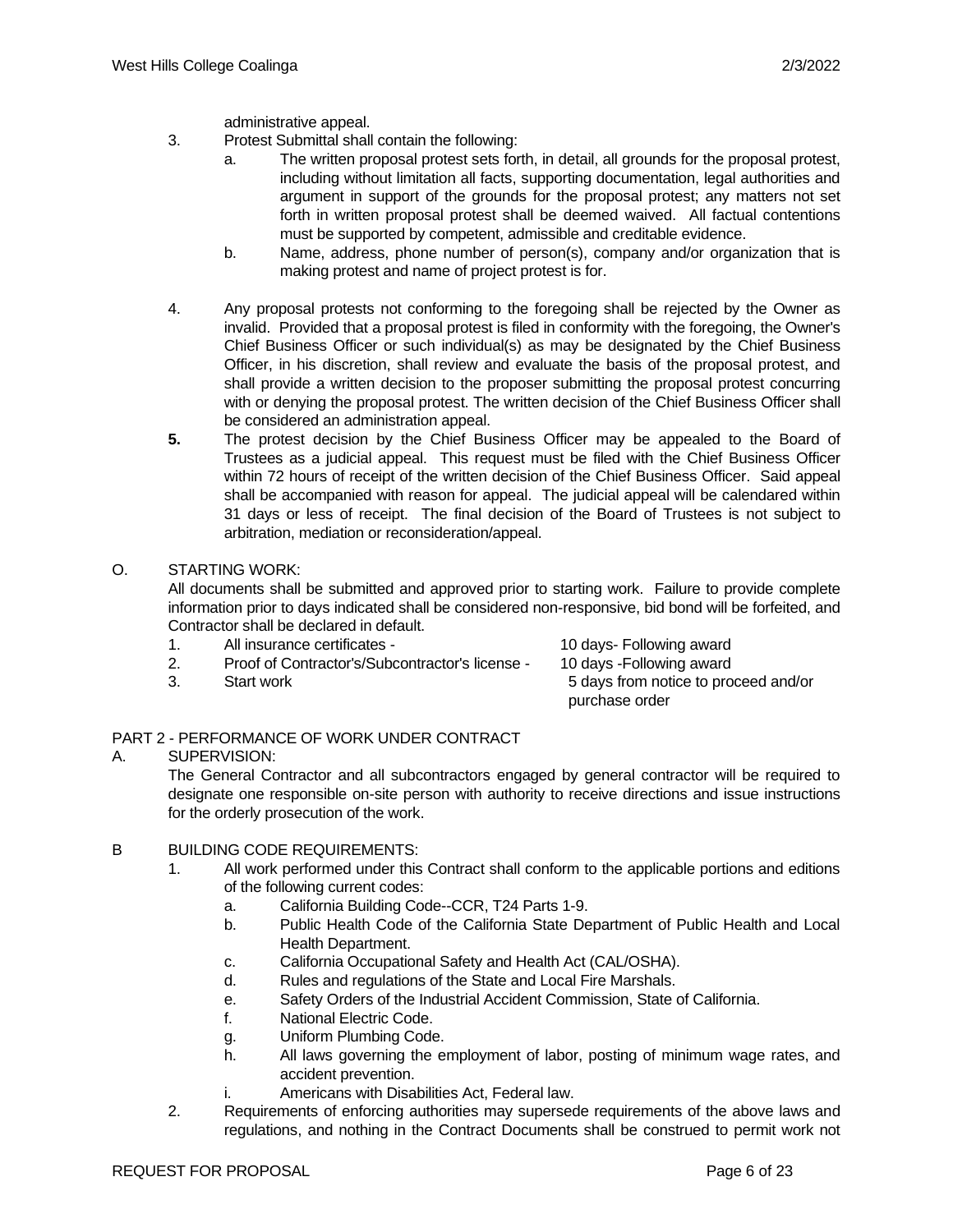administrative appeal.

3. Protest Submittal shall contain the following:
   a. The written proposal protest sets forth, in detail, all grounds for the proposal protest, including without limitation all facts, supporting documentation, legal authorities and argument in support of the grounds for the proposal protest; any matters not set forth in written proposal protest shall be deemed waived. All factual contentions must be supported by competent, admissible and creditable evidence.
   b. Name, address, phone number of person(s), company and/or organization that is making protest and name of project protest is for.

4. Any proposal protests not conforming to the foregoing shall be rejected by the Owner as invalid. Provided that a proposal protest is filed in conformity with the foregoing, the Owner's Chief Business Officer or such individual(s) as may be designated by the Chief Business Officer, in his discretion, shall review and evaluate the basis of the proposal protest, and shall provide a written decision to the proposer submitting the proposal protest concurring with or denying the proposal protest. The written decision of the Chief Business Officer shall be considered an administration appeal.

**5.** The protest decision by the Chief Business Officer may be appealed to the Board of Trustees as a judicial appeal. This request must be filed with the Chief Business Officer within 72 hours of receipt of the written decision of the Chief Business Officer. Said appeal shall be accompanied with reason for appeal. The judicial appeal will be calendared within 31 days or less of receipt. The final decision of the Board of Trustees is not subject to arbitration, mediation or reconsideration/appeal.

O. STARTING WORK:

All documents shall be submitted and approved prior to starting work. Failure to provide complete information prior to days indicated shall be considered non-responsive, bid bond will be forfeited, and Contractor shall be declared in default.

1. All insurance certificates - 10 days- Following award
2. Proof of Contractor's/Subcontractor's license - 10 days -Following award
3. Start work 5 days from notice to proceed and/or purchase order

## PART 2 - PERFORMANCE OF WORK UNDER CONTRACT

A. SUPERVISION:

The General Contractor and all subcontractors engaged by general contractor will be required to designate one responsible on-site person with authority to receive directions and issue instructions for the orderly prosecution of the work.

B BUILDING CODE REQUIREMENTS:

1. All work performed under this Contract shall conform to the applicable portions and editions of the following current codes:
   a. California Building Code--CCR, T24 Parts 1-9.
   b. Public Health Code of the California State Department of Public Health and Local Health Department.
   c. California Occupational Safety and Health Act (CAL/OSHA).
   d. Rules and regulations of the State and Local Fire Marshals.
   e. Safety Orders of the Industrial Accident Commission, State of California.
   f. National Electric Code.
   g. Uniform Plumbing Code.
   h. All laws governing the employment of labor, posting of minimum wage rates, and accident prevention.
   i. Americans with Disabilities Act, Federal law.
2. Requirements of enforcing authorities may supersede requirements of the above laws and regulations, and nothing in the Contract Documents shall be construed to permit work not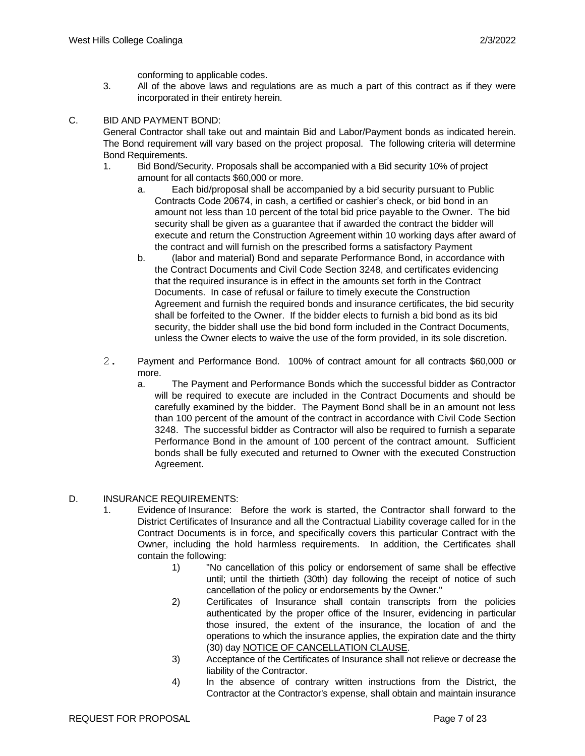conforming to applicable codes.

3. All of the above laws and regulations are as much a part of this contract as if they were incorporated in their entirety herein.

C. BID AND PAYMENT BOND:

General Contractor shall take out and maintain Bid and Labor/Payment bonds as indicated herein. The Bond requirement will vary based on the project proposal. The following criteria will determine Bond Requirements.

1. Bid Bond/Security. Proposals shall be accompanied with a Bid security 10% of project amount for all contacts $60,000 or more.
   a. Each bid/proposal shall be accompanied by a bid security pursuant to Public Contracts Code 20674, in cash, a certified or cashier's check, or bid bond in an amount not less than 10 percent of the total bid price payable to the Owner. The bid security shall be given as a guarantee that if awarded the contract the bidder will execute and return the Construction Agreement within 10 working days after award of the contract and will furnish on the prescribed forms a satisfactory Payment
   b. (labor and material) Bond and separate Performance Bond, in accordance with the Contract Documents and Civil Code Section 3248, and certificates evidencing that the required insurance is in effect in the amounts set forth in the Contract Documents. In case of refusal or failure to timely execute the Construction Agreement and furnish the required bonds and insurance certificates, the bid security shall be forfeited to the Owner. If the bidder elects to furnish a bid bond as its bid security, the bidder shall use the bid bond form included in the Contract Documents, unless the Owner elects to waive the use of the form provided, in its sole discretion.

2. Payment and Performance Bond. 100% of contract amount for all contracts $60,000 or more.
   a. The Payment and Performance Bonds which the successful bidder as Contractor will be required to execute are included in the Contract Documents and should be carefully examined by the bidder. The Payment Bond shall be in an amount not less than 100 percent of the amount of the contract in accordance with Civil Code Section 3248. The successful bidder as Contractor will also be required to furnish a separate Performance Bond in the amount of 100 percent of the contract amount. Sufficient bonds shall be fully executed and returned to Owner with the executed Construction Agreement.

D. INSURANCE REQUIREMENTS:

1. Evidence of Insurance: Before the work is started, the Contractor shall forward to the District Certificates of Insurance and all the Contractual Liability coverage called for in the Contract Documents is in force, and specifically covers this particular Contract with the Owner, including the hold harmless requirements. In addition, the Certificates shall contain the following:
   1) "No cancellation of this policy or endorsement of same shall be effective until; until the thirtieth (30th) day following the receipt of notice of such cancellation of the policy or endorsements by the Owner."
   2) Certificates of Insurance shall contain transcripts from the policies authenticated by the proper office of the Insurer, evidencing in particular those insured, the extent of the insurance, the location of and the operations to which the insurance applies, the expiration date and the thirty (30) day <u>NOTICE OF CANCELLATION CLAUSE</u>.
   3) Acceptance of the Certificates of Insurance shall not relieve or decrease the liability of the Contractor.
   4) In the absence of contrary written instructions from the District, the Contractor at the Contractor's expense, shall obtain and maintain insurance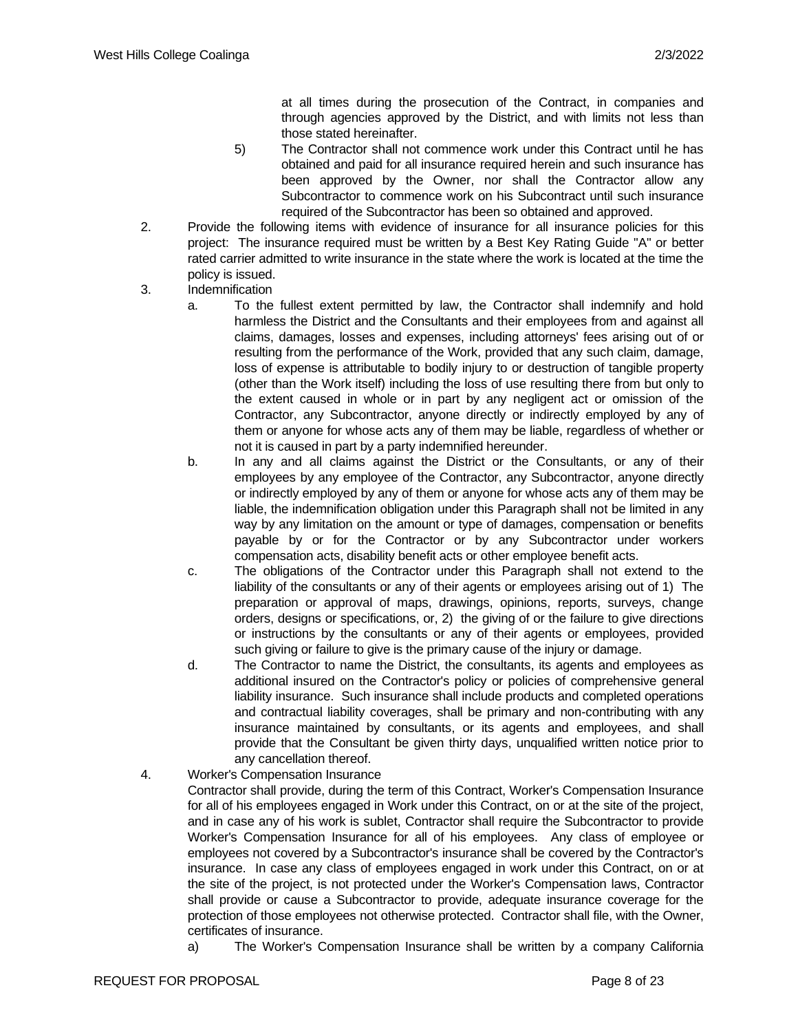at all times during the prosecution of the Contract, in companies and through agencies approved by the District, and with limits not less than those stated hereinafter.

5) The Contractor shall not commence work under this Contract until he has obtained and paid for all insurance required herein and such insurance has been approved by the Owner, nor shall the Contractor allow any Subcontractor to commence work on his Subcontract until such insurance required of the Subcontractor has been so obtained and approved.

2. Provide the following items with evidence of insurance for all insurance policies for this project: The insurance required must be written by a Best Key Rating Guide "A" or better rated carrier admitted to write insurance in the state where the work is located at the time the policy is issued.

3. Indemnification

   a. To the fullest extent permitted by law, the Contractor shall indemnify and hold harmless the District and the Consultants and their employees from and against all claims, damages, losses and expenses, including attorneys' fees arising out of or resulting from the performance of the Work, provided that any such claim, damage, loss of expense is attributable to bodily injury to or destruction of tangible property (other than the Work itself) including the loss of use resulting there from but only to the extent caused in whole or in part by any negligent act or omission of the Contractor, any Subcontractor, anyone directly or indirectly employed by any of them or anyone for whose acts any of them may be liable, regardless of whether or not it is caused in part by a party indemnified hereunder.

   b. In any and all claims against the District or the Consultants, or any of their employees by any employee of the Contractor, any Subcontractor, anyone directly or indirectly employed by any of them or anyone for whose acts any of them may be liable, the indemnification obligation under this Paragraph shall not be limited in any way by any limitation on the amount or type of damages, compensation or benefits payable by or for the Contractor or by any Subcontractor under workers compensation acts, disability benefit acts or other employee benefit acts.

   c. The obligations of the Contractor under this Paragraph shall not extend to the liability of the consultants or any of their agents or employees arising out of 1) The preparation or approval of maps, drawings, opinions, reports, surveys, change orders, designs or specifications, or, 2) the giving of or the failure to give directions or instructions by the consultants or any of their agents or employees, provided such giving or failure to give is the primary cause of the injury or damage.

   d. The Contractor to name the District, the consultants, its agents and employees as additional insured on the Contractor's policy or policies of comprehensive general liability insurance. Such insurance shall include products and completed operations and contractual liability coverages, shall be primary and non-contributing with any insurance maintained by consultants, or its agents and employees, and shall provide that the Consultant be given thirty days, unqualified written notice prior to any cancellation thereof.

4. Worker's Compensation Insurance

   Contractor shall provide, during the term of this Contract, Worker's Compensation Insurance for all of his employees engaged in Work under this Contract, on or at the site of the project, and in case any of his work is sublet, Contractor shall require the Subcontractor to provide Worker's Compensation Insurance for all of his employees. Any class of employee or employees not covered by a Subcontractor's insurance shall be covered by the Contractor's insurance. In case any class of employees engaged in work under this Contract, on or at the site of the project, is not protected under the Worker's Compensation laws, Contractor shall provide or cause a Subcontractor to provide, adequate insurance coverage for the protection of those employees not otherwise protected. Contractor shall file, with the Owner, certificates of insurance.

   a) The Worker's Compensation Insurance shall be written by a company California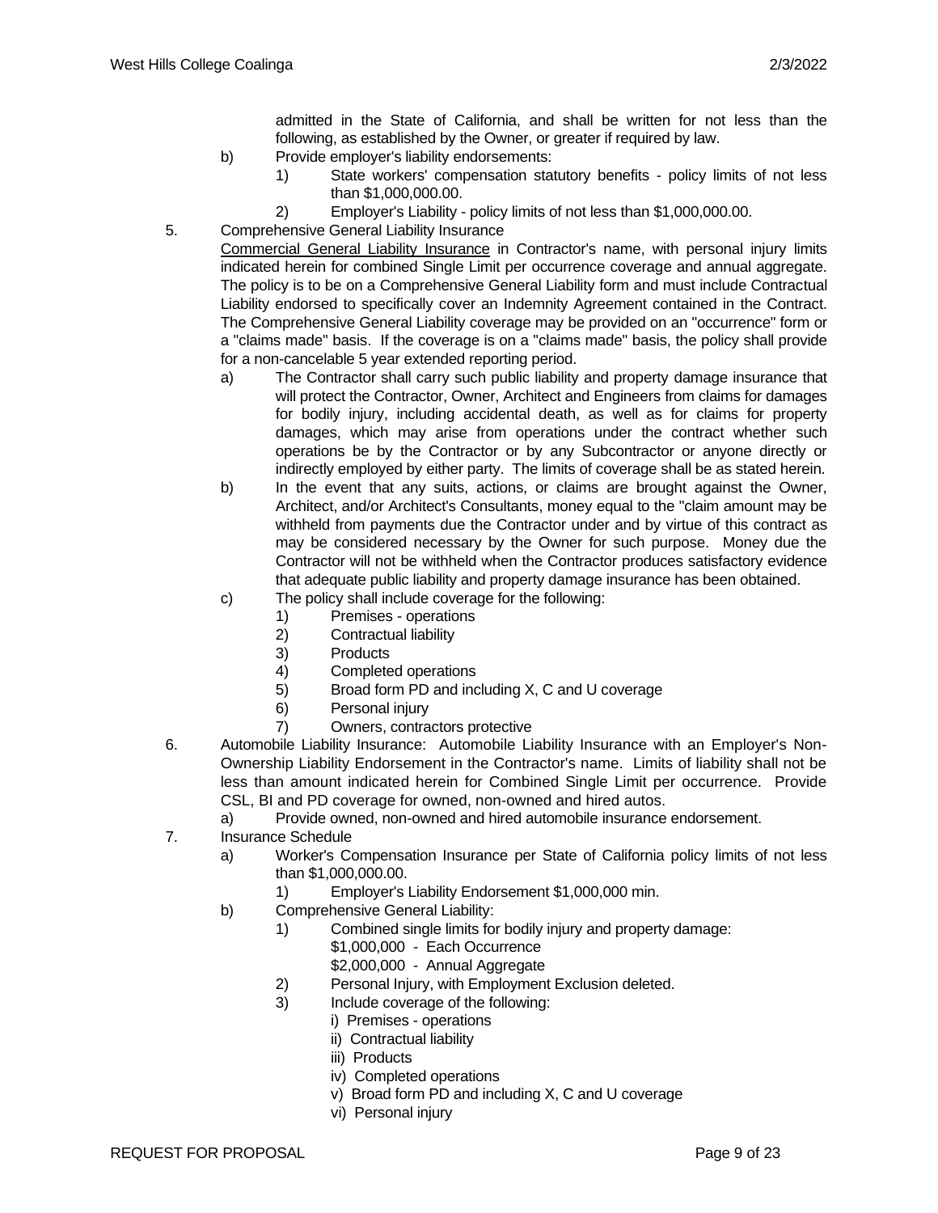admitted in the State of California, and shall be written for not less than the following, as established by the Owner, or greater if required by law.

b) Provide employer's liability endorsements:
   1) State workers' compensation statutory benefits - policy limits of not less than $1,000,000.00.
   2) Employer's Liability - policy limits of not less than $1,000,000.00.

5. Comprehensive General Liability Insurance

   Commercial General Liability Insurance in Contractor's name, with personal injury limits indicated herein for combined Single Limit per occurrence coverage and annual aggregate. The policy is to be on a Comprehensive General Liability form and must include Contractual Liability endorsed to specifically cover an Indemnity Agreement contained in the Contract. The Comprehensive General Liability coverage may be provided on an "occurrence" form or a "claims made" basis. If the coverage is on a "claims made" basis, the policy shall provide for a non-cancelable 5 year extended reporting period.

   a) The Contractor shall carry such public liability and property damage insurance that will protect the Contractor, Owner, Architect and Engineers from claims for damages for bodily injury, including accidental death, as well as for claims for property damages, which may arise from operations under the contract whether such operations be by the Contractor or by any Subcontractor or anyone directly or indirectly employed by either party. The limits of coverage shall be as stated herein.
   b) In the event that any suits, actions, or claims are brought against the Owner, Architect, and/or Architect's Consultants, money equal to the "claim amount may be withheld from payments due the Contractor under and by virtue of this contract as may be considered necessary by the Owner for such purpose. Money due the Contractor will not be withheld when the Contractor produces satisfactory evidence that adequate public liability and property damage insurance has been obtained.
   c) The policy shall include coverage for the following:
      1) Premises - operations
      2) Contractual liability
      3) Products
      4) Completed operations
      5) Broad form PD and including X, C and U coverage
      6) Personal injury
      7) Owners, contractors protective

6. Automobile Liability Insurance: Automobile Liability Insurance with an Employer's Non-Ownership Liability Endorsement in the Contractor's name. Limits of liability shall not be less than amount indicated herein for Combined Single Limit per occurrence. Provide CSL, BI and PD coverage for owned, non-owned and hired autos.
   a) Provide owned, non-owned and hired automobile insurance endorsement.

7. Insurance Schedule
   a) Worker's Compensation Insurance per State of California policy limits of not less than $1,000,000.00.
      1) Employer's Liability Endorsement $1,000,000 min.
   b) Comprehensive General Liability:
      1) Combined single limits for bodily injury and property damage:
         $1,000,000 - Each Occurrence
         $2,000,000 - Annual Aggregate
      2) Personal Injury, with Employment Exclusion deleted.
      3) Include coverage of the following:
         i) Premises - operations
         ii) Contractual liability
         iii) Products
         iv) Completed operations
         v) Broad form PD and including X, C and U coverage
         vi) Personal injury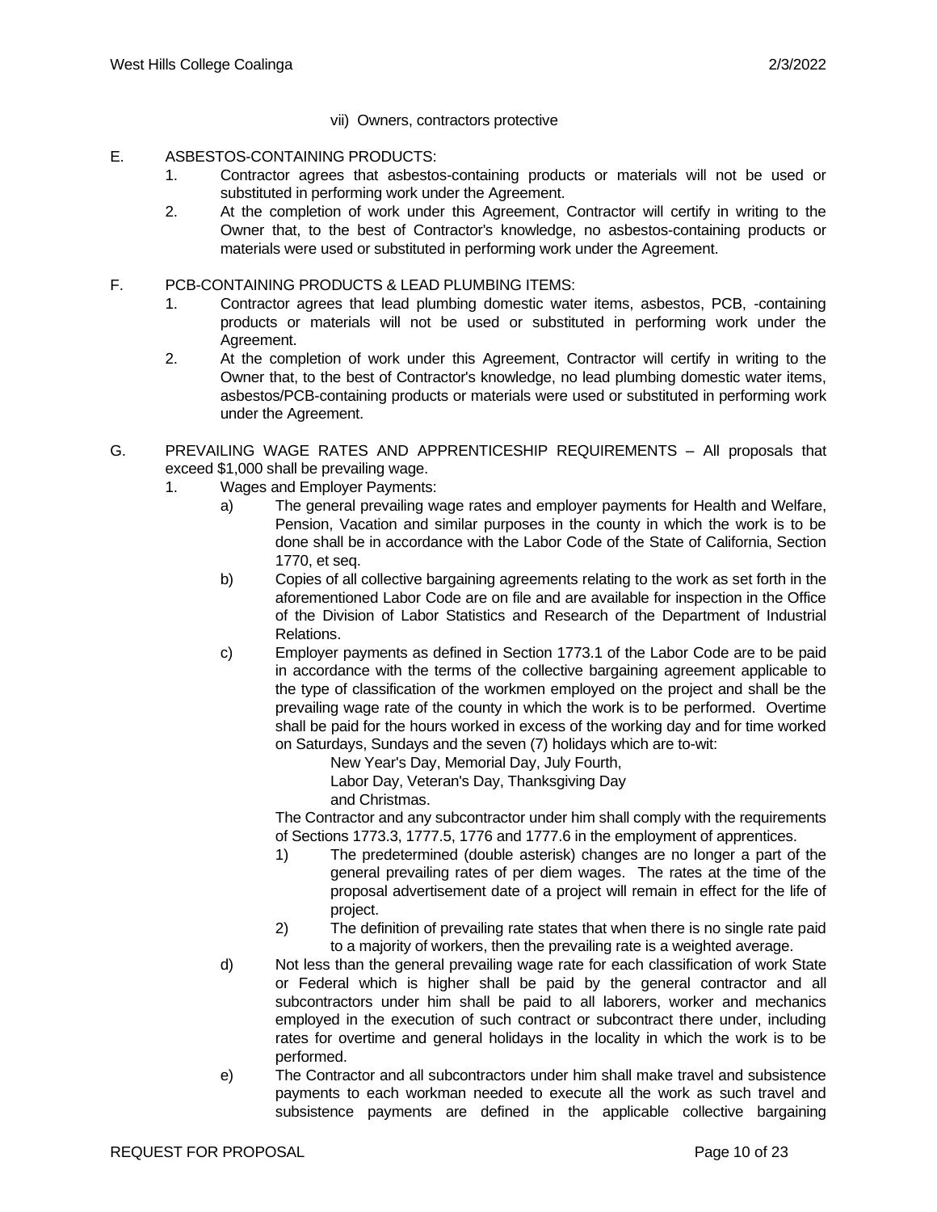vii) Owners, contractors protective

E. ASBESTOS-CONTAINING PRODUCTS:

1. Contractor agrees that asbestos-containing products or materials will not be used or substituted in performing work under the Agreement.
2. At the completion of work under this Agreement, Contractor will certify in writing to the Owner that, to the best of Contractor's knowledge, no asbestos-containing products or materials were used or substituted in performing work under the Agreement.

F. PCB-CONTAINING PRODUCTS & LEAD PLUMBING ITEMS:

1. Contractor agrees that lead plumbing domestic water items, asbestos, PCB, -containing products or materials will not be used or substituted in performing work under the Agreement.
2. At the completion of work under this Agreement, Contractor will certify in writing to the Owner that, to the best of Contractor's knowledge, no lead plumbing domestic water items, asbestos/PCB-containing products or materials were used or substituted in performing work under the Agreement.

G. PREVAILING WAGE RATES AND APPRENTICESHIP REQUIREMENTS – All proposals that exceed $1,000 shall be prevailing wage.

1. Wages and Employer Payments:
   - a) The general prevailing wage rates and employer payments for Health and Welfare, Pension, Vacation and similar purposes in the county in which the work is to be done shall be in accordance with the Labor Code of the State of California, Section 1770, et seq.
   - b) Copies of all collective bargaining agreements relating to the work as set forth in the aforementioned Labor Code are on file and are available for inspection in the Office of the Division of Labor Statistics and Research of the Department of Industrial Relations.
   - c) Employer payments as defined in Section 1773.1 of the Labor Code are to be paid in accordance with the terms of the collective bargaining agreement applicable to the type of classification of the workmen employed on the project and shall be the prevailing wage rate of the county in which the work is to be performed. Overtime shall be paid for the hours worked in excess of the working day and for time worked on Saturdays, Sundays and the seven (7) holidays which are to-wit:

     New Year's Day, Memorial Day, July Fourth,
     Labor Day, Veteran's Day, Thanksgiving Day
     and Christmas.

     The Contractor and any subcontractor under him shall comply with the requirements of Sections 1773.3, 1777.5, 1776 and 1777.6 in the employment of apprentices.
     1) The predetermined (double asterisk) changes are no longer a part of the general prevailing rates of per diem wages. The rates at the time of the proposal advertisement date of a project will remain in effect for the life of project.
     2) The definition of prevailing rate states that when there is no single rate paid to a majority of workers, then the prevailing rate is a weighted average.
   - d) Not less than the general prevailing wage rate for each classification of work State or Federal which is higher shall be paid by the general contractor and all subcontractors under him shall be paid to all laborers, worker and mechanics employed in the execution of such contract or subcontract there under, including rates for overtime and general holidays in the locality in which the work is to be performed.
   - e) The Contractor and all subcontractors under him shall make travel and subsistence payments to each workman needed to execute all the work as such travel and subsistence payments are defined in the applicable collective bargaining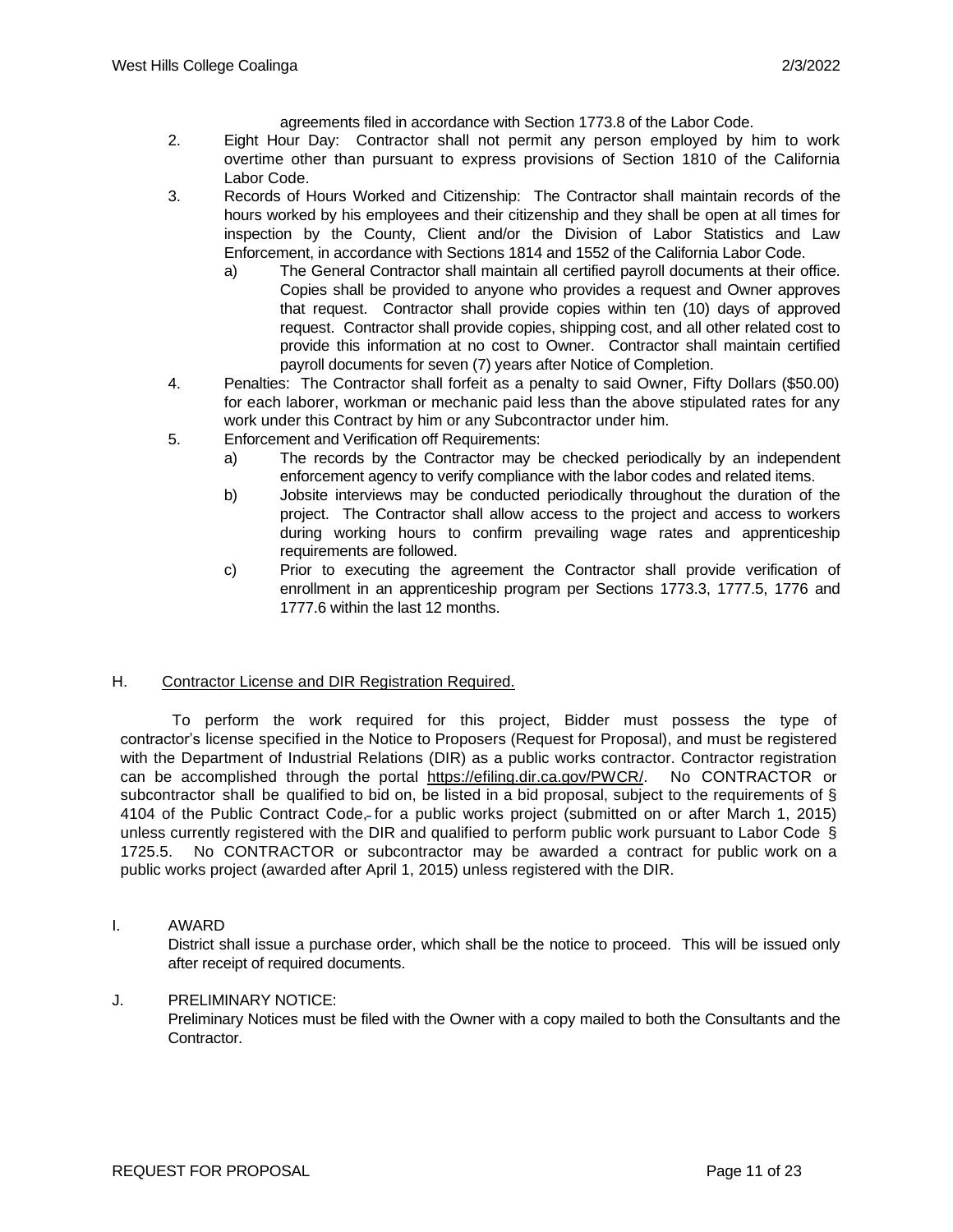agreements filed in accordance with Section 1773.8 of the Labor Code.

2. Eight Hour Day: Contractor shall not permit any person employed by him to work overtime other than pursuant to express provisions of Section 1810 of the California Labor Code.
3. Records of Hours Worked and Citizenship: The Contractor shall maintain records of the hours worked by his employees and their citizenship and they shall be open at all times for inspection by the County, Client and/or the Division of Labor Statistics and Law Enforcement, in accordance with Sections 1814 and 1552 of the California Labor Code.
   a) The General Contractor shall maintain all certified payroll documents at their office. Copies shall be provided to anyone who provides a request and Owner approves that request. Contractor shall provide copies within ten (10) days of approved request. Contractor shall provide copies, shipping cost, and all other related cost to provide this information at no cost to Owner. Contractor shall maintain certified payroll documents for seven (7) years after Notice of Completion.
4. Penalties: The Contractor shall forfeit as a penalty to said Owner, Fifty Dollars ($50.00) for each laborer, workman or mechanic paid less than the above stipulated rates for any work under this Contract by him or any Subcontractor under him.
5. Enforcement and Verification off Requirements:
   a) The records by the Contractor may be checked periodically by an independent enforcement agency to verify compliance with the labor codes and related items.
   b) Jobsite interviews may be conducted periodically throughout the duration of the project. The Contractor shall allow access to the project and access to workers during working hours to confirm prevailing wage rates and apprenticeship requirements are followed.
   c) Prior to executing the agreement the Contractor shall provide verification of enrollment in an apprenticeship program per Sections 1773.3, 1777.5, 1776 and 1777.6 within the last 12 months.

H. Contractor License and DIR Registration Required.

To perform the work required for this project, Bidder must possess the type of contractor's license specified in the Notice to Proposers (Request for Proposal), and must be registered with the Department of Industrial Relations (DIR) as a public works contractor. Contractor registration can be accomplished through the portal https://efiling.dir.ca.gov/PWCR/. No CONTRACTOR or subcontractor shall be qualified to bid on, be listed in a bid proposal, subject to the requirements of § 4104 of the Public Contract Code, for a public works project (submitted on or after March 1, 2015) unless currently registered with the DIR and qualified to perform public work pursuant to Labor Code § 1725.5. No CONTRACTOR or subcontractor may be awarded a contract for public work on a public works project (awarded after April 1, 2015) unless registered with the DIR.

I. AWARD

District shall issue a purchase order, which shall be the notice to proceed. This will be issued only after receipt of required documents.

J. PRELIMINARY NOTICE:

Preliminary Notices must be filed with the Owner with a copy mailed to both the Consultants and the Contractor.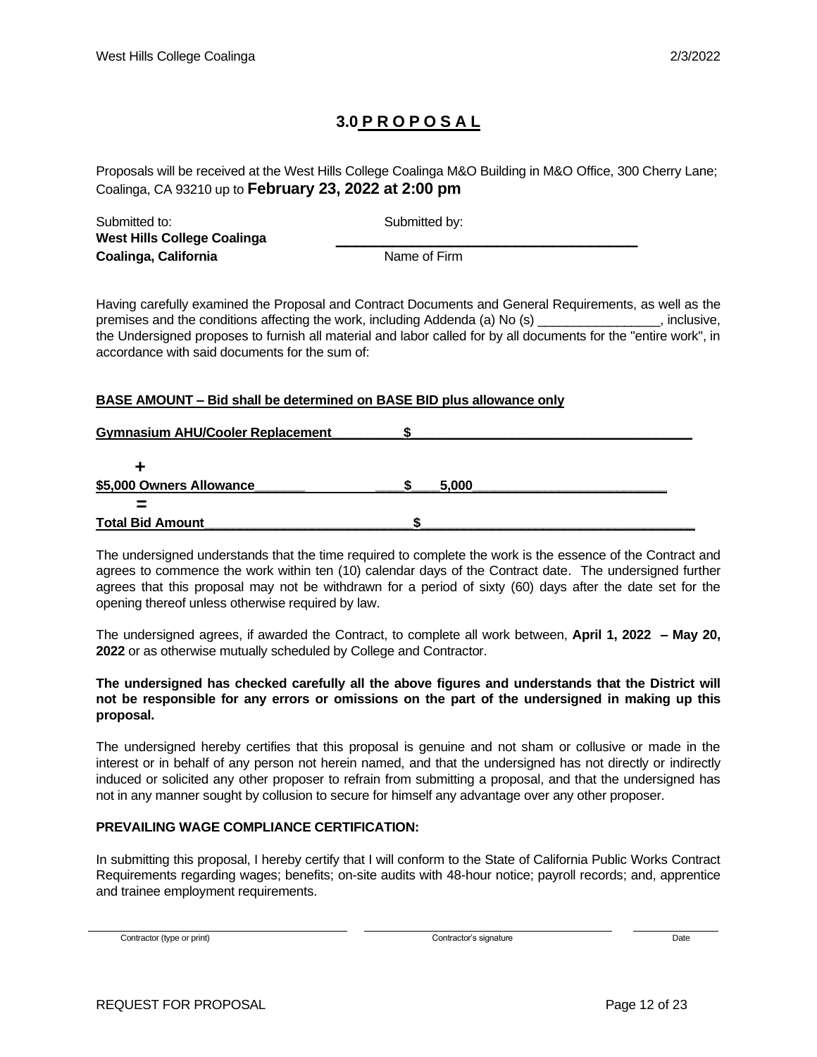# 3.0 P R O P O S A L

Proposals will be received at the West Hills College Coalinga M&O Building in M&O Office, 300 Cherry Lane; Coalinga, CA 93210 up to **February 23, 2022 at 2:00 pm**

| Submitted to: | Submitted by: |
|---|---|
| **West Hills College Coalinga** | ______________________________ |
| **Coalinga, California** | Name of Firm |

Having carefully examined the Proposal and Contract Documents and General Requirements, as well as the premises and the conditions affecting the work, including Addenda (a) No (s) ________________, inclusive, the Undersigned proposes to furnish all material and labor called for by all documents for the "entire work", in accordance with said documents for the sum of:

**BASE AMOUNT – Bid shall be determined on BASE BID plus allowance only**

**Gymnasium AHU/Cooler Replacement__________ $______________________________________**

**+**

**$5,000 Owners Allowance_______ ____$____5,000___________________________**

**=**

**Total Bid Amount_____________________________$____________________________________**

The undersigned understands that the time required to complete the work is the essence of the Contract and agrees to commence the work within ten (10) calendar days of the Contract date. The undersigned further agrees that this proposal may not be withdrawn for a period of sixty (60) days after the date set for the opening thereof unless otherwise required by law.

The undersigned agrees, if awarded the Contract, to complete all work between, **April 1, 2022 – May 20, 2022** or as otherwise mutually scheduled by College and Contractor.

**The undersigned has checked carefully all the above figures and understands that the District will not be responsible for any errors or omissions on the part of the undersigned in making up this proposal.**

The undersigned hereby certifies that this proposal is genuine and not sham or collusive or made in the interest or in behalf of any person not herein named, and that the undersigned has not directly or indirectly induced or solicited any other proposer to refrain from submitting a proposal, and that the undersigned has not in any manner sought by collusion to secure for himself any advantage over any other proposer.

**PREVAILING WAGE COMPLIANCE CERTIFICATION:**

In submitting this proposal, I hereby certify that I will conform to the State of California Public Works Contract Requirements regarding wages; benefits; on-site audits with 48-hour notice; payroll records; and, apprentice and trainee employment requirements.

| ______________________________ | ______________________________ | ____________ |
|---|---|---|
| Contractor (type or print) | Contractor's signature | Date |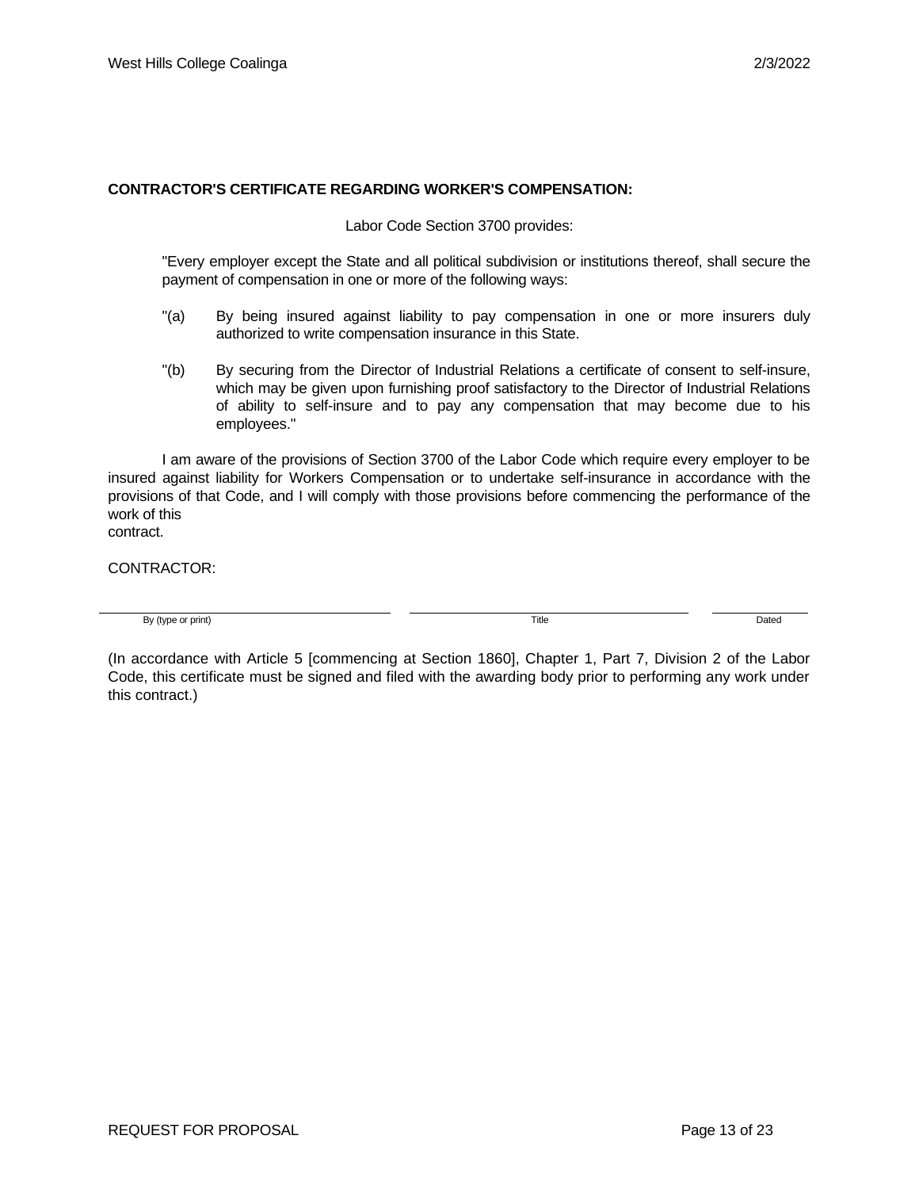**CONTRACTOR'S CERTIFICATE REGARDING WORKER'S COMPENSATION:**

Labor Code Section 3700 provides:

> "Every employer except the State and all political subdivision or institutions thereof, shall secure the payment of compensation in one or more of the following ways:
>
> "(a) By being insured against liability to pay compensation in one or more insurers duly authorized to write compensation insurance in this State.
>
> "(b) By securing from the Director of Industrial Relations a certificate of consent to self-insure, which may be given upon furnishing proof satisfactory to the Director of Industrial Relations of ability to self-insure and to pay any compensation that may become due to his employees."

I am aware of the provisions of Section 3700 of the Labor Code which require every employer to be insured against liability for Workers Compensation or to undertake self-insurance in accordance with the provisions of that Code, and I will comply with those provisions before commencing the performance of the work of this contract.

CONTRACTOR:

| By (type or print) | Title | Dated |
|---|---|---|
| | | |

(In accordance with Article 5 [commencing at Section 1860], Chapter 1, Part 7, Division 2 of the Labor Code, this certificate must be signed and filed with the awarding body prior to performing any work under this contract.)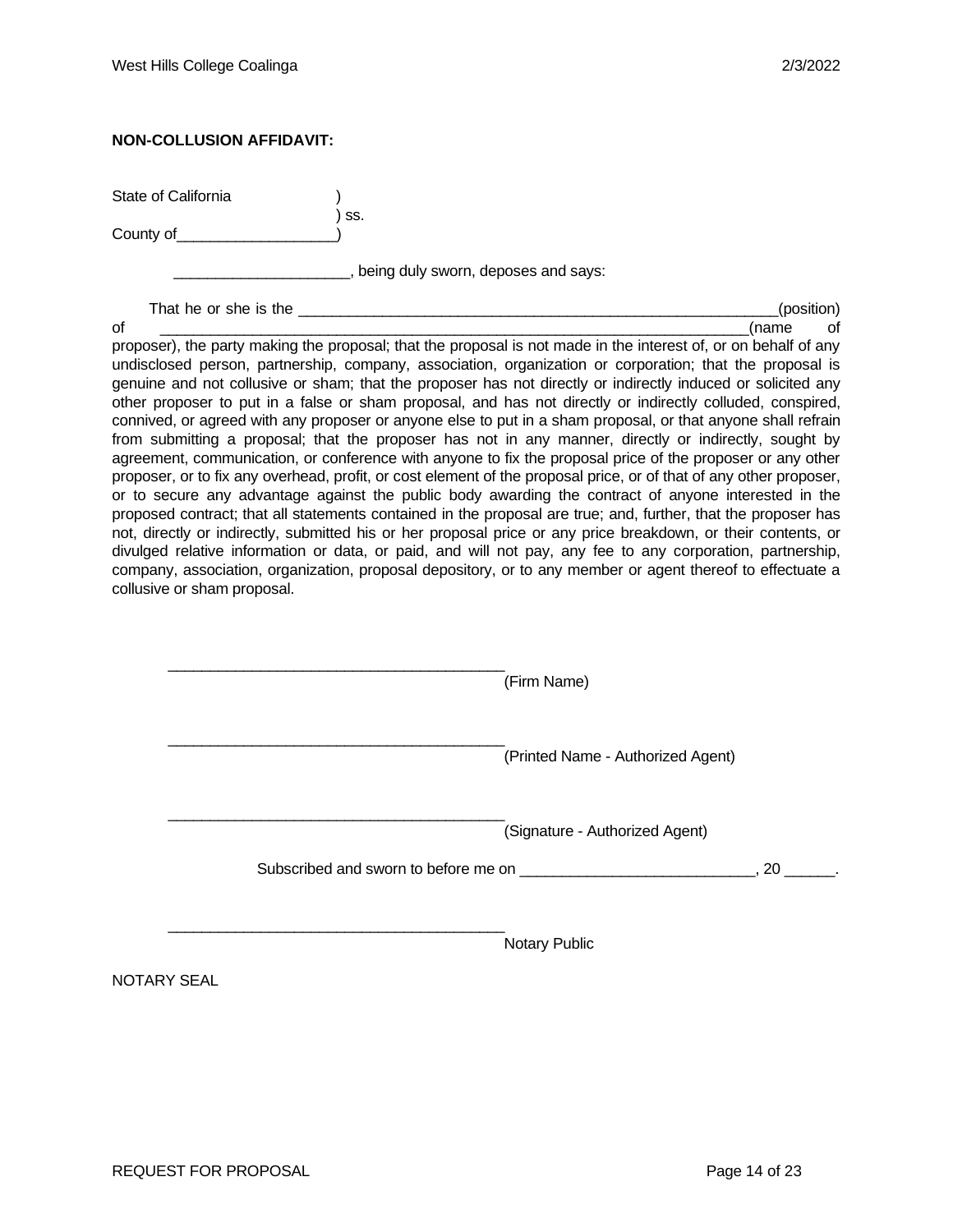**NON-COLLUSION AFFIDAVIT:**

State of California )
) ss.
County of___________________)

_____________________, being duly sworn, deposes and says:

That he or she is the ___________________________________________________________(position) of ________________________________________________________________________(name of proposer), the party making the proposal; that the proposal is not made in the interest of, or on behalf of any undisclosed person, partnership, company, association, organization or corporation; that the proposal is genuine and not collusive or sham; that the proposer has not directly or indirectly induced or solicited any other proposer to put in a false or sham proposal, and has not directly or indirectly colluded, conspired, connived, or agreed with any proposer or anyone else to put in a sham proposal, or that anyone shall refrain from submitting a proposal; that the proposer has not in any manner, directly or indirectly, sought by agreement, communication, or conference with anyone to fix the proposal price of the proposer or any other proposer, or to fix any overhead, profit, or cost element of the proposal price, or of that of any other proposer, or to secure any advantage against the public body awarding the contract of anyone interested in the proposed contract; that all statements contained in the proposal are true; and, further, that the proposer has not, directly or indirectly, submitted his or her proposal price or any price breakdown, or their contents, or divulged relative information or data, or paid, and will not pay, any fee to any corporation, partnership, company, association, organization, proposal depository, or to any member or agent thereof to effectuate a collusive or sham proposal.

_________________________________________ (Firm Name)

_________________________________________ (Printed Name - Authorized Agent)

_________________________________________ (Signature - Authorized Agent)

Subscribed and sworn to before me on ____________________________, 20 ______.

_________________________________________ Notary Public

NOTARY SEAL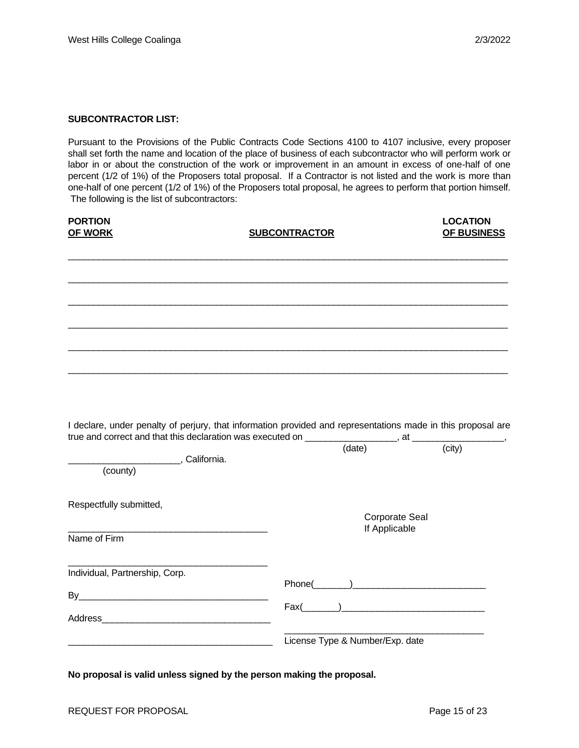**SUBCONTRACTOR LIST:**

Pursuant to the Provisions of the Public Contracts Code Sections 4100 to 4107 inclusive, every proposer shall set forth the name and location of the place of business of each subcontractor who will perform work or labor in or about the construction of the work or improvement in an amount in excess of one-half of one percent (1/2 of 1%) of the Proposers total proposal. If a Contractor is not listed and the work is more than one-half of one percent (1/2 of 1%) of the Proposers total proposal, he agrees to perform that portion himself. The following is the list of subcontractors:

| PORTION OF WORK | SUBCONTRACTOR | LOCATION OF BUSINESS |
|---|---|---|
| | | |
| | | |
| | | |
| | | |
| | | |
| | | |

I declare, under penalty of perjury, that information provided and representations made in this proposal are true and correct and that this declaration was executed on __________________, at __________________,
(date) (city)

______________________, California.
(county)

Respectfully submitted,

________________________________________
Name of Firm

________________________________________
Individual, Partnership, Corp.

By______________________________________

Address__________________________________

________________________________________

Corporate Seal
If Applicable

Phone(_______)__________________________

Fax(_______)____________________________

________________________________________
License Type & Number/Exp. date

**No proposal is valid unless signed by the person making the proposal.**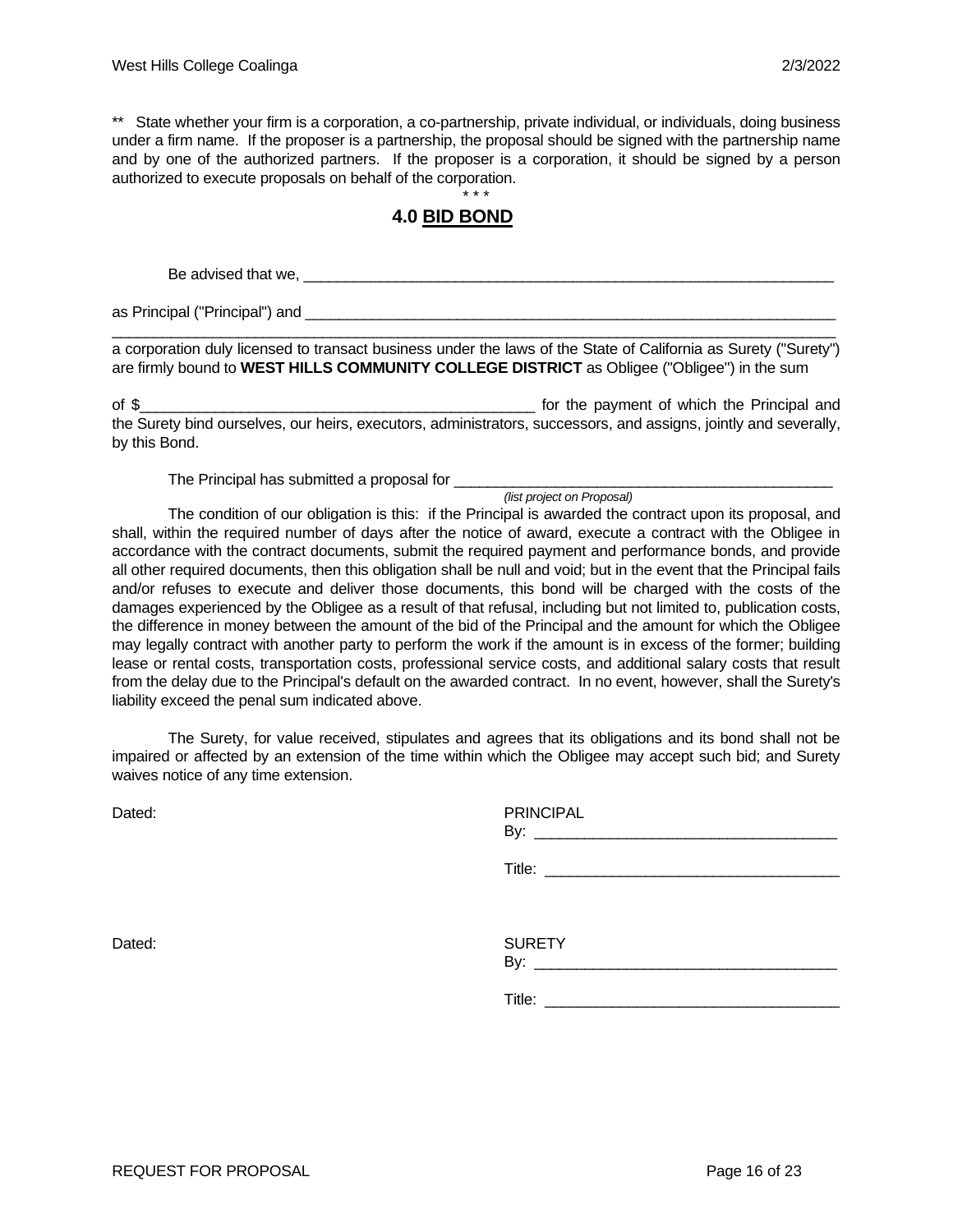** State whether your firm is a corporation, a co-partnership, private individual, or individuals, doing business under a firm name. If the proposer is a partnership, the proposal should be signed with the partnership name and by one of the authorized partners. If the proposer is a corporation, it should be signed by a person authorized to execute proposals on behalf of the corporation.

\* \* \*

## 4.0 BID BOND

Be advised that we, ____________________________________________________________

as Principal ("Principal") and ____________________________________________________________

____________________________________________________________________________
a corporation duly licensed to transact business under the laws of the State of California as Surety ("Surety") are firmly bound to **WEST HILLS COMMUNITY COLLEGE DISTRICT** as Obligee ("Obligee") in the sum

of $______________________________________________ for the payment of which the Principal and the Surety bind ourselves, our heirs, executors, administrators, successors, and assigns, jointly and severally, by this Bond.

The Principal has submitted a proposal for ____________________________________________
*(list project on Proposal)*

The condition of our obligation is this: if the Principal is awarded the contract upon its proposal, and shall, within the required number of days after the notice of award, execute a contract with the Obligee in accordance with the contract documents, submit the required payment and performance bonds, and provide all other required documents, then this obligation shall be null and void; but in the event that the Principal fails and/or refuses to execute and deliver those documents, this bond will be charged with the costs of the damages experienced by the Obligee as a result of that refusal, including but not limited to, publication costs, the difference in money between the amount of the bid of the Principal and the amount for which the Obligee may legally contract with another party to perform the work if the amount is in excess of the former; building lease or rental costs, transportation costs, professional service costs, and additional salary costs that result from the delay due to the Principal's default on the awarded contract. In no event, however, shall the Surety's liability exceed the penal sum indicated above.

The Surety, for value received, stipulates and agrees that its obligations and its bond shall not be impaired or affected by an extension of the time within which the Obligee may accept such bid; and Surety waives notice of any time extension.

Dated:

PRINCIPAL
By: ___________________________________

Title: ___________________________________

Dated:

SURETY
By: ___________________________________

Title: ___________________________________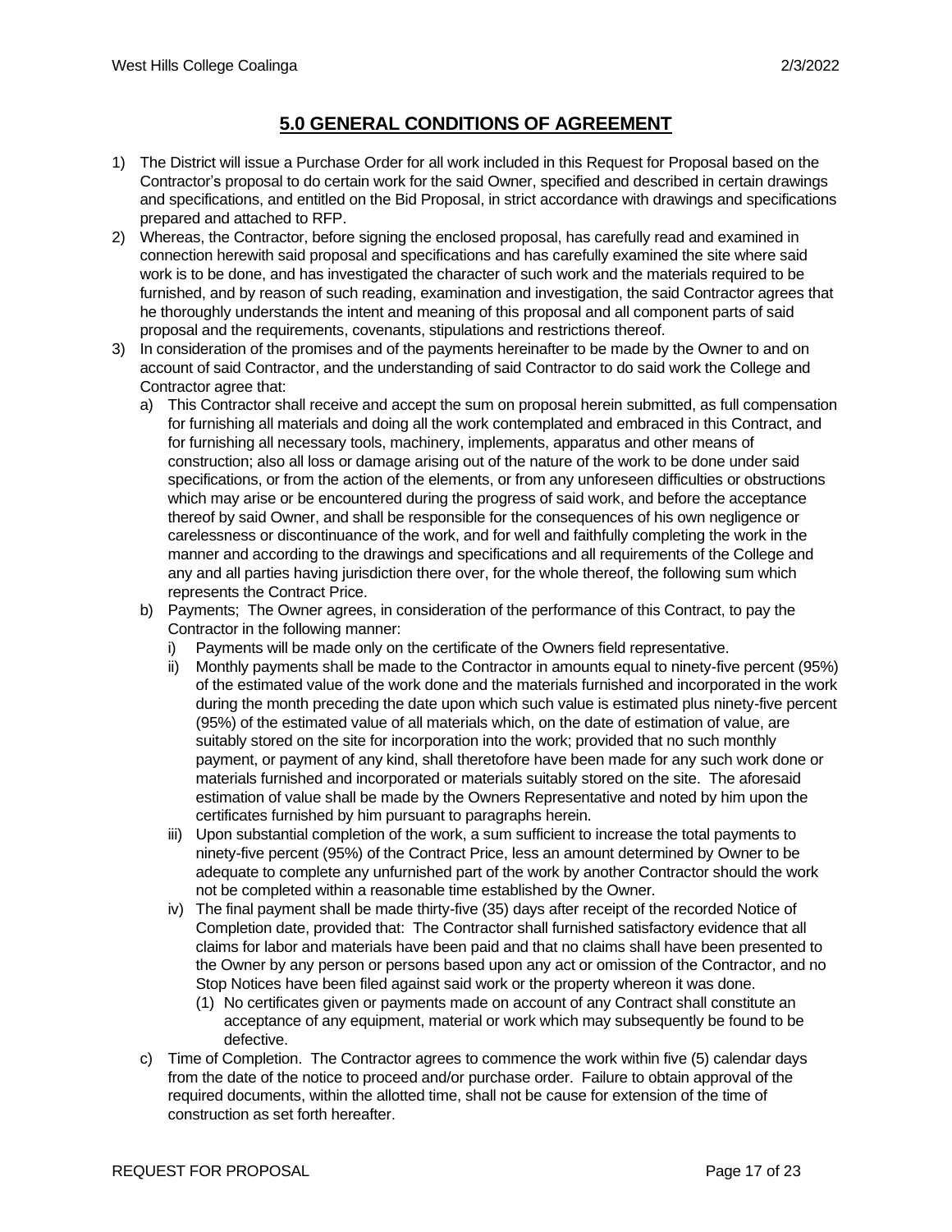# 5.0 GENERAL CONDITIONS OF AGREEMENT

1) The District will issue a Purchase Order for all work included in this Request for Proposal based on the Contractor's proposal to do certain work for the said Owner, specified and described in certain drawings and specifications, and entitled on the Bid Proposal, in strict accordance with drawings and specifications prepared and attached to RFP.
2) Whereas, the Contractor, before signing the enclosed proposal, has carefully read and examined in connection herewith said proposal and specifications and has carefully examined the site where said work is to be done, and has investigated the character of such work and the materials required to be furnished, and by reason of such reading, examination and investigation, the said Contractor agrees that he thoroughly understands the intent and meaning of this proposal and all component parts of said proposal and the requirements, covenants, stipulations and restrictions thereof.
3) In consideration of the promises and of the payments hereinafter to be made by the Owner to and on account of said Contractor, and the understanding of said Contractor to do said work the College and Contractor agree that:
   a) This Contractor shall receive and accept the sum on proposal herein submitted, as full compensation for furnishing all materials and doing all the work contemplated and embraced in this Contract, and for furnishing all necessary tools, machinery, implements, apparatus and other means of construction; also all loss or damage arising out of the nature of the work to be done under said specifications, or from the action of the elements, or from any unforeseen difficulties or obstructions which may arise or be encountered during the progress of said work, and before the acceptance thereof by said Owner, and shall be responsible for the consequences of his own negligence or carelessness or discontinuance of the work, and for well and faithfully completing the work in the manner and according to the drawings and specifications and all requirements of the College and any and all parties having jurisdiction there over, for the whole thereof, the following sum which represents the Contract Price.
   b) Payments; The Owner agrees, in consideration of the performance of this Contract, to pay the Contractor in the following manner:
      i) Payments will be made only on the certificate of the Owners field representative.
      ii) Monthly payments shall be made to the Contractor in amounts equal to ninety-five percent (95%) of the estimated value of the work done and the materials furnished and incorporated in the work during the month preceding the date upon which such value is estimated plus ninety-five percent (95%) of the estimated value of all materials which, on the date of estimation of value, are suitably stored on the site for incorporation into the work; provided that no such monthly payment, or payment of any kind, shall theretofore have been made for any such work done or materials furnished and incorporated or materials suitably stored on the site. The aforesaid estimation of value shall be made by the Owners Representative and noted by him upon the certificates furnished by him pursuant to paragraphs herein.
      iii) Upon substantial completion of the work, a sum sufficient to increase the total payments to ninety-five percent (95%) of the Contract Price, less an amount determined by Owner to be adequate to complete any unfurnished part of the work by another Contractor should the work not be completed within a reasonable time established by the Owner.
      iv) The final payment shall be made thirty-five (35) days after receipt of the recorded Notice of Completion date, provided that: The Contractor shall furnished satisfactory evidence that all claims for labor and materials have been paid and that no claims shall have been presented to the Owner by any person or persons based upon any act or omission of the Contractor, and no Stop Notices have been filed against said work or the property whereon it was done.
         (1) No certificates given or payments made on account of any Contract shall constitute an acceptance of any equipment, material or work which may subsequently be found to be defective.
   c) Time of Completion. The Contractor agrees to commence the work within five (5) calendar days from the date of the notice to proceed and/or purchase order. Failure to obtain approval of the required documents, within the allotted time, shall not be cause for extension of the time of construction as set forth hereafter.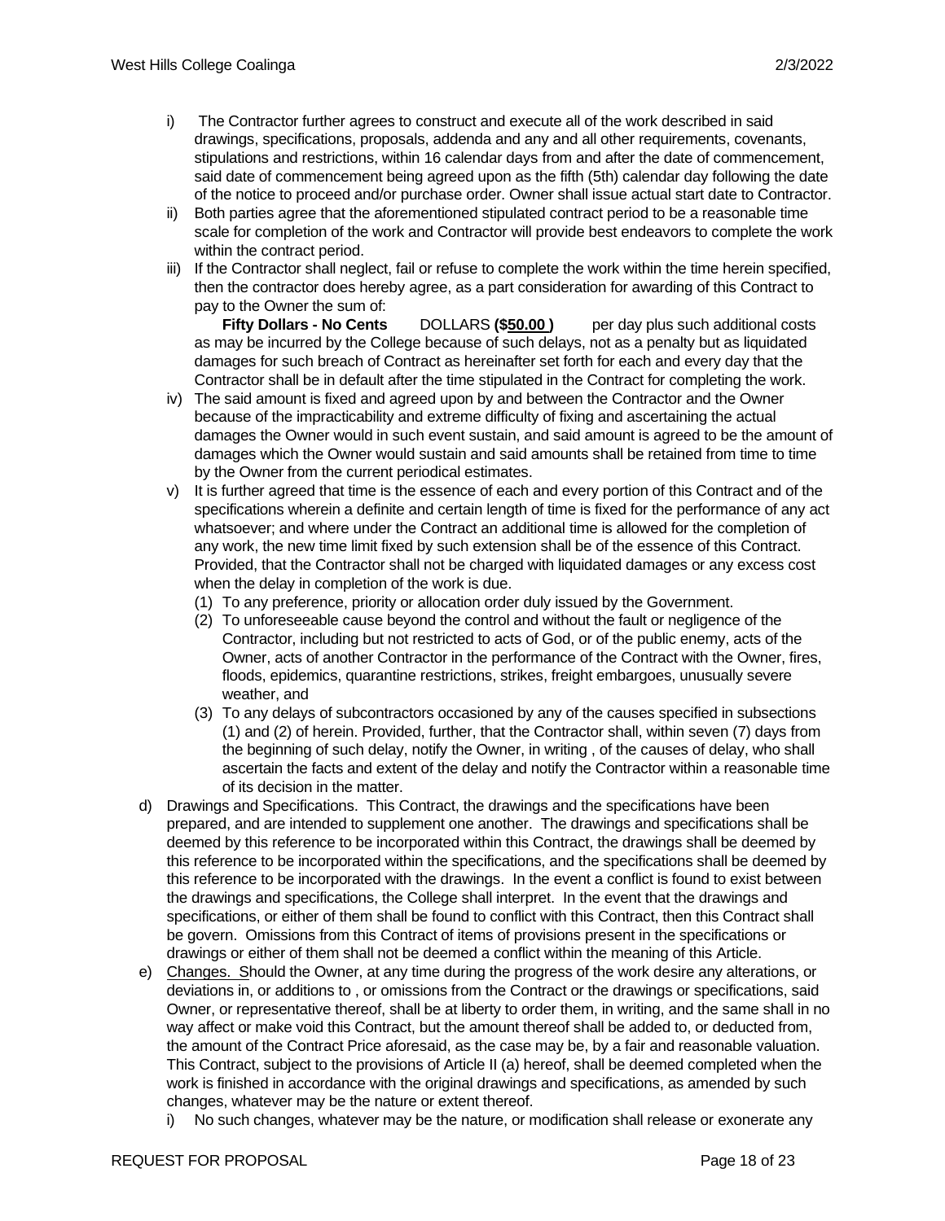i) The Contractor further agrees to construct and execute all of the work described in said drawings, specifications, proposals, addenda and any and all other requirements, covenants, stipulations and restrictions, within 16 calendar days from and after the date of commencement, said date of commencement being agreed upon as the fifth (5th) calendar day following the date of the notice to proceed and/or purchase order. Owner shall issue actual start date to Contractor.

ii) Both parties agree that the aforementioned stipulated contract period to be a reasonable time scale for completion of the work and Contractor will provide best endeavors to complete the work within the contract period.

iii) If the Contractor shall neglect, fail or refuse to complete the work within the time herein specified, then the contractor does hereby agree, as a part consideration for awarding of this Contract to pay to the Owner the sum of:
**Fifty Dollars - No Cents** DOLLARS **($<u>50.00</u> )** per day plus such additional costs as may be incurred by the College because of such delays, not as a penalty but as liquidated damages for such breach of Contract as hereinafter set forth for each and every day that the Contractor shall be in default after the time stipulated in the Contract for completing the work.

iv) The said amount is fixed and agreed upon by and between the Contractor and the Owner because of the impracticability and extreme difficulty of fixing and ascertaining the actual damages the Owner would in such event sustain, and said amount is agreed to be the amount of damages which the Owner would sustain and said amounts shall be retained from time to time by the Owner from the current periodical estimates.

v) It is further agreed that time is the essence of each and every portion of this Contract and of the specifications wherein a definite and certain length of time is fixed for the performance of any act whatsoever; and where under the Contract an additional time is allowed for the completion of any work, the new time limit fixed by such extension shall be of the essence of this Contract. Provided, that the Contractor shall not be charged with liquidated damages or any excess cost when the delay in completion of the work is due.

   (1) To any preference, priority or allocation order duly issued by the Government.
   (2) To unforeseeable cause beyond the control and without the fault or negligence of the Contractor, including but not restricted to acts of God, or of the public enemy, acts of the Owner, acts of another Contractor in the performance of the Contract with the Owner, fires, floods, epidemics, quarantine restrictions, strikes, freight embargoes, unusually severe weather, and
   (3) To any delays of subcontractors occasioned by any of the causes specified in subsections (1) and (2) of herein. Provided, further, that the Contractor shall, within seven (7) days from the beginning of such delay, notify the Owner, in writing , of the causes of delay, who shall ascertain the facts and extent of the delay and notify the Contractor within a reasonable time of its decision in the matter.

d) Drawings and Specifications. This Contract, the drawings and the specifications have been prepared, and are intended to supplement one another. The drawings and specifications shall be deemed by this reference to be incorporated within this Contract, the drawings shall be deemed by this reference to be incorporated within the specifications, and the specifications shall be deemed by this reference to be incorporated with the drawings. In the event a conflict is found to exist between the drawings and specifications, the College shall interpret. In the event that the drawings and specifications, or either of them shall be found to conflict with this Contract, then this Contract shall be govern. Omissions from this Contract of items of provisions present in the specifications or drawings or either of them shall not be deemed a conflict within the meaning of this Article.

e) <u>Changes.</u> Should the Owner, at any time during the progress of the work desire any alterations, or deviations in, or additions to , or omissions from the Contract or the drawings or specifications, said Owner, or representative thereof, shall be at liberty to order them, in writing, and the same shall in no way affect or make void this Contract, but the amount thereof shall be added to, or deducted from, the amount of the Contract Price aforesaid, as the case may be, by a fair and reasonable valuation. This Contract, subject to the provisions of Article II (a) hereof, shall be deemed completed when the work is finished in accordance with the original drawings and specifications, as amended by such changes, whatever may be the nature or extent thereof.

   i) No such changes, whatever may be the nature, or modification shall release or exonerate any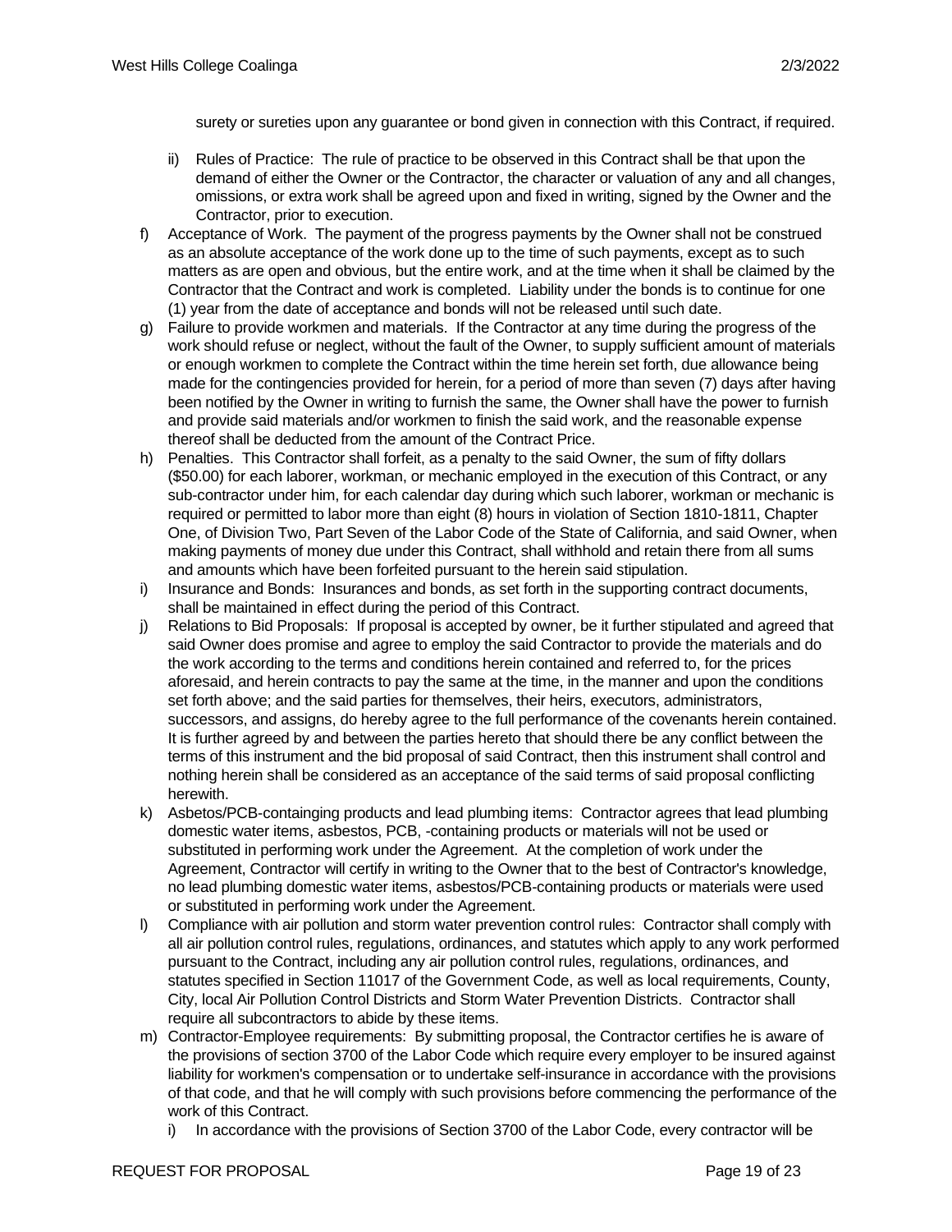surety or sureties upon any guarantee or bond given in connection with this Contract, if required.

ii) Rules of Practice: The rule of practice to be observed in this Contract shall be that upon the demand of either the Owner or the Contractor, the character or valuation of any and all changes, omissions, or extra work shall be agreed upon and fixed in writing, signed by the Owner and the Contractor, prior to execution.

f) Acceptance of Work. The payment of the progress payments by the Owner shall not be construed as an absolute acceptance of the work done up to the time of such payments, except as to such matters as are open and obvious, but the entire work, and at the time when it shall be claimed by the Contractor that the Contract and work is completed. Liability under the bonds is to continue for one (1) year from the date of acceptance and bonds will not be released until such date.

g) Failure to provide workmen and materials. If the Contractor at any time during the progress of the work should refuse or neglect, without the fault of the Owner, to supply sufficient amount of materials or enough workmen to complete the Contract within the time herein set forth, due allowance being made for the contingencies provided for herein, for a period of more than seven (7) days after having been notified by the Owner in writing to furnish the same, the Owner shall have the power to furnish and provide said materials and/or workmen to finish the said work, and the reasonable expense thereof shall be deducted from the amount of the Contract Price.

h) Penalties. This Contractor shall forfeit, as a penalty to the said Owner, the sum of fifty dollars ($50.00) for each laborer, workman, or mechanic employed in the execution of this Contract, or any sub-contractor under him, for each calendar day during which such laborer, workman or mechanic is required or permitted to labor more than eight (8) hours in violation of Section 1810-1811, Chapter One, of Division Two, Part Seven of the Labor Code of the State of California, and said Owner, when making payments of money due under this Contract, shall withhold and retain there from all sums and amounts which have been forfeited pursuant to the herein said stipulation.

i) Insurance and Bonds: Insurances and bonds, as set forth in the supporting contract documents, shall be maintained in effect during the period of this Contract.

j) Relations to Bid Proposals: If proposal is accepted by owner, be it further stipulated and agreed that said Owner does promise and agree to employ the said Contractor to provide the materials and do the work according to the terms and conditions herein contained and referred to, for the prices aforesaid, and herein contracts to pay the same at the time, in the manner and upon the conditions set forth above; and the said parties for themselves, their heirs, executors, administrators, successors, and assigns, do hereby agree to the full performance of the covenants herein contained. It is further agreed by and between the parties hereto that should there be any conflict between the terms of this instrument and the bid proposal of said Contract, then this instrument shall control and nothing herein shall be considered as an acceptance of the said terms of said proposal conflicting herewith.

k) Asbetos/PCB-containging products and lead plumbing items: Contractor agrees that lead plumbing domestic water items, asbestos, PCB, -containing products or materials will not be used or substituted in performing work under the Agreement. At the completion of work under the Agreement, Contractor will certify in writing to the Owner that to the best of Contractor's knowledge, no lead plumbing domestic water items, asbestos/PCB-containing products or materials were used or substituted in performing work under the Agreement.

l) Compliance with air pollution and storm water prevention control rules: Contractor shall comply with all air pollution control rules, regulations, ordinances, and statutes which apply to any work performed pursuant to the Contract, including any air pollution control rules, regulations, ordinances, and statutes specified in Section 11017 of the Government Code, as well as local requirements, County, City, local Air Pollution Control Districts and Storm Water Prevention Districts. Contractor shall require all subcontractors to abide by these items.

m) Contractor-Employee requirements: By submitting proposal, the Contractor certifies he is aware of the provisions of section 3700 of the Labor Code which require every employer to be insured against liability for workmen's compensation or to undertake self-insurance in accordance with the provisions of that code, and that he will comply with such provisions before commencing the performance of the work of this Contract.

   i) In accordance with the provisions of Section 3700 of the Labor Code, every contractor will be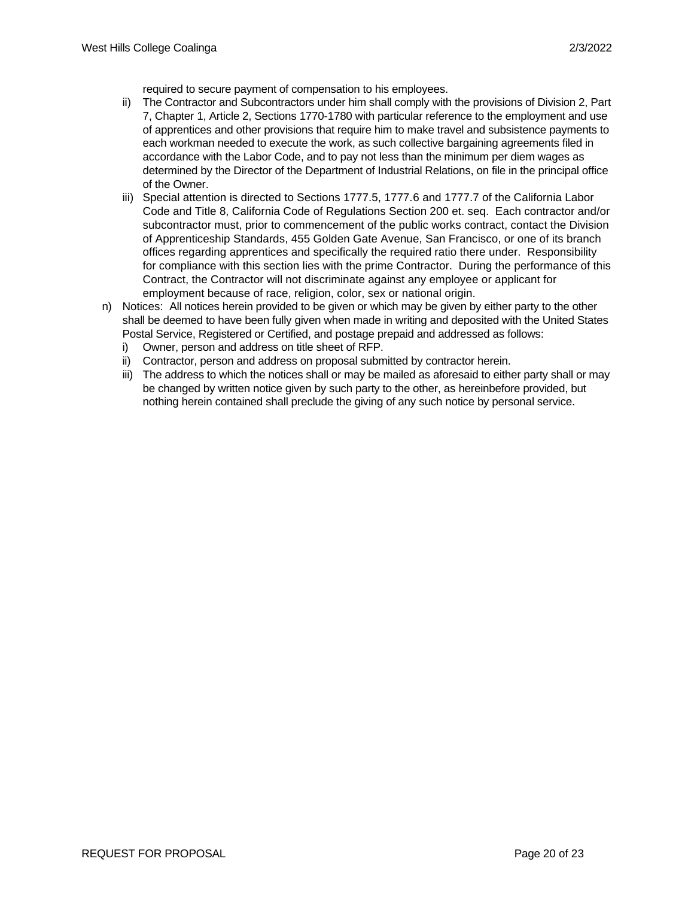required to secure payment of compensation to his employees.

ii) The Contractor and Subcontractors under him shall comply with the provisions of Division 2, Part 7, Chapter 1, Article 2, Sections 1770-1780 with particular reference to the employment and use of apprentices and other provisions that require him to make travel and subsistence payments to each workman needed to execute the work, as such collective bargaining agreements filed in accordance with the Labor Code, and to pay not less than the minimum per diem wages as determined by the Director of the Department of Industrial Relations, on file in the principal office of the Owner.

iii) Special attention is directed to Sections 1777.5, 1777.6 and 1777.7 of the California Labor Code and Title 8, California Code of Regulations Section 200 et. seq. Each contractor and/or subcontractor must, prior to commencement of the public works contract, contact the Division of Apprenticeship Standards, 455 Golden Gate Avenue, San Francisco, or one of its branch offices regarding apprentices and specifically the required ratio there under. Responsibility for compliance with this section lies with the prime Contractor. During the performance of this Contract, the Contractor will not discriminate against any employee or applicant for employment because of race, religion, color, sex or national origin.

n) Notices: All notices herein provided to be given or which may be given by either party to the other shall be deemed to have been fully given when made in writing and deposited with the United States Postal Service, Registered or Certified, and postage prepaid and addressed as follows:

i) Owner, person and address on title sheet of RFP.

ii) Contractor, person and address on proposal submitted by contractor herein.

iii) The address to which the notices shall or may be mailed as aforesaid to either party shall or may be changed by written notice given by such party to the other, as hereinbefore provided, but nothing herein contained shall preclude the giving of any such notice by personal service.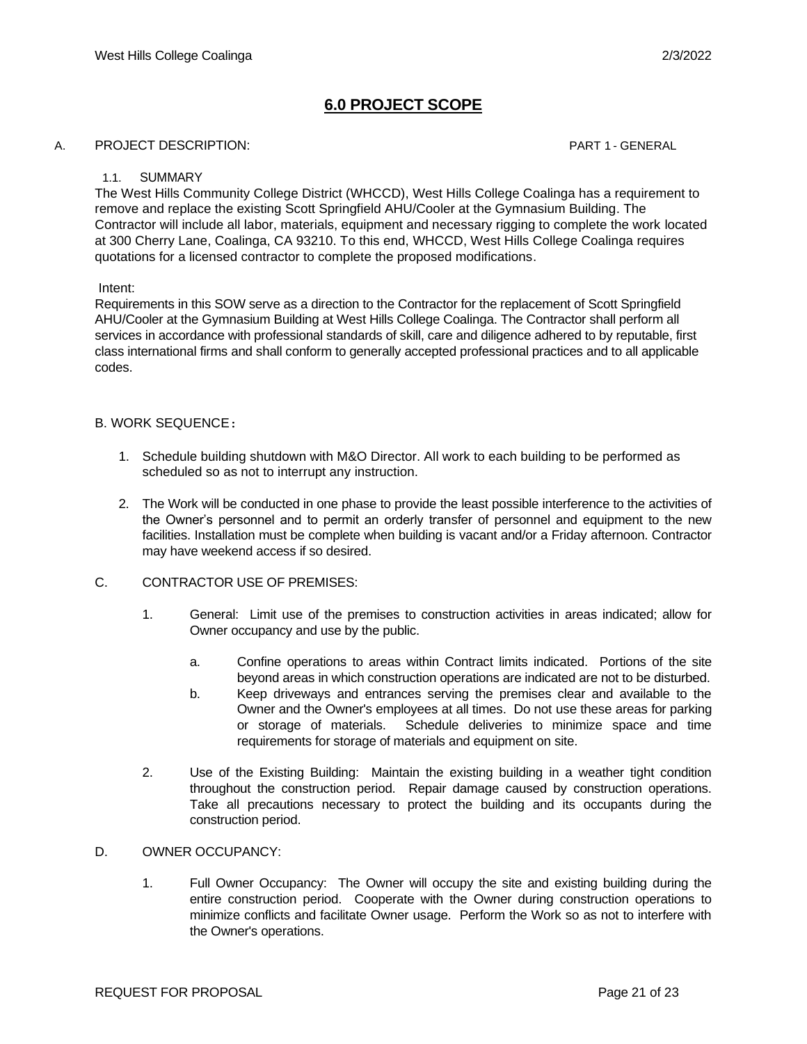# 6.0 PROJECT SCOPE

A. PROJECT DESCRIPTION: PART 1 - GENERAL

1.1. SUMMARY

The West Hills Community College District (WHCCD), West Hills College Coalinga has a requirement to remove and replace the existing Scott Springfield AHU/Cooler at the Gymnasium Building. The Contractor will include all labor, materials, equipment and necessary rigging to complete the work located at 300 Cherry Lane, Coalinga, CA 93210. To this end, WHCCD, West Hills College Coalinga requires quotations for a licensed contractor to complete the proposed modifications.

Intent:

Requirements in this SOW serve as a direction to the Contractor for the replacement of Scott Springfield AHU/Cooler at the Gymnasium Building at West Hills College Coalinga. The Contractor shall perform all services in accordance with professional standards of skill, care and diligence adhered to by reputable, first class international firms and shall conform to generally accepted professional practices and to all applicable codes.

B. WORK SEQUENCE：

1. Schedule building shutdown with M&O Director. All work to each building to be performed as scheduled so as not to interrupt any instruction.

2. The Work will be conducted in one phase to provide the least possible interference to the activities of the Owner's personnel and to permit an orderly transfer of personnel and equipment to the new facilities. Installation must be complete when building is vacant and/or a Friday afternoon. Contractor may have weekend access if so desired.

C. CONTRACTOR USE OF PREMISES:

1. General: Limit use of the premises to construction activities in areas indicated; allow for Owner occupancy and use by the public.

   a. Confine operations to areas within Contract limits indicated. Portions of the site beyond areas in which construction operations are indicated are not to be disturbed.

   b. Keep driveways and entrances serving the premises clear and available to the Owner and the Owner's employees at all times. Do not use these areas for parking or storage of materials. Schedule deliveries to minimize space and time requirements for storage of materials and equipment on site.

2. Use of the Existing Building: Maintain the existing building in a weather tight condition throughout the construction period. Repair damage caused by construction operations. Take all precautions necessary to protect the building and its occupants during the construction period.

D. OWNER OCCUPANCY:

1. Full Owner Occupancy: The Owner will occupy the site and existing building during the entire construction period. Cooperate with the Owner during construction operations to minimize conflicts and facilitate Owner usage. Perform the Work so as not to interfere with the Owner's operations.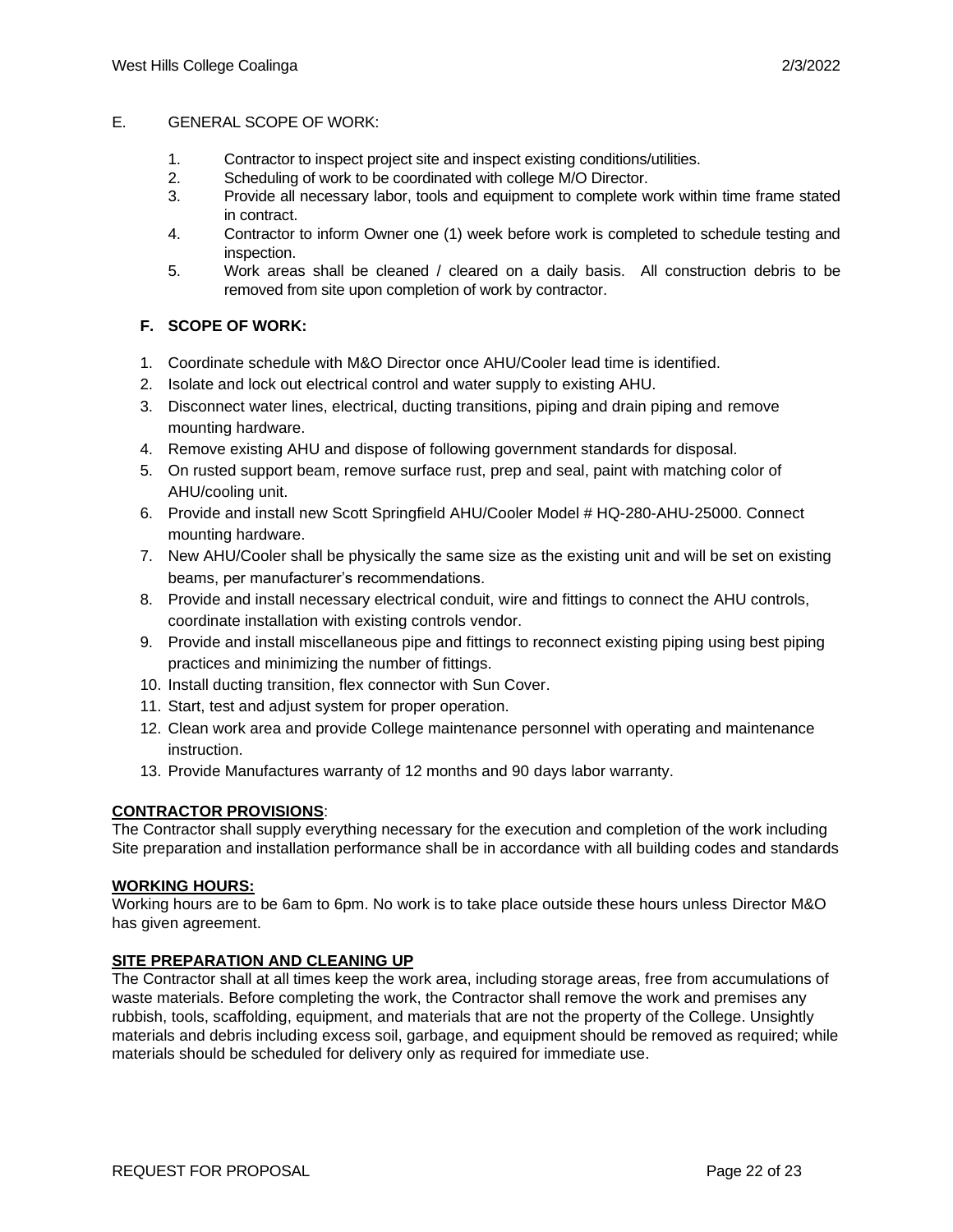E. GENERAL SCOPE OF WORK:

1. Contractor to inspect project site and inspect existing conditions/utilities.
2. Scheduling of work to be coordinated with college M/O Director.
3. Provide all necessary labor, tools and equipment to complete work within time frame stated in contract.
4. Contractor to inform Owner one (1) week before work is completed to schedule testing and inspection.
5. Work areas shall be cleaned / cleared on a daily basis. All construction debris to be removed from site upon completion of work by contractor.

**F. SCOPE OF WORK:**

1. Coordinate schedule with M&O Director once AHU/Cooler lead time is identified.
2. Isolate and lock out electrical control and water supply to existing AHU.
3. Disconnect water lines, electrical, ducting transitions, piping and drain piping and remove mounting hardware.
4. Remove existing AHU and dispose of following government standards for disposal.
5. On rusted support beam, remove surface rust, prep and seal, paint with matching color of AHU/cooling unit.
6. Provide and install new Scott Springfield AHU/Cooler Model # HQ-280-AHU-25000. Connect mounting hardware.
7. New AHU/Cooler shall be physically the same size as the existing unit and will be set on existing beams, per manufacturer's recommendations.
8. Provide and install necessary electrical conduit, wire and fittings to connect the AHU controls, coordinate installation with existing controls vendor.
9. Provide and install miscellaneous pipe and fittings to reconnect existing piping using best piping practices and minimizing the number of fittings.
10. Install ducting transition, flex connector with Sun Cover.
11. Start, test and adjust system for proper operation.
12. Clean work area and provide College maintenance personnel with operating and maintenance instruction.
13. Provide Manufactures warranty of 12 months and 90 days labor warranty.

**CONTRACTOR PROVISIONS**:
The Contractor shall supply everything necessary for the execution and completion of the work including Site preparation and installation performance shall be in accordance with all building codes and standards

**WORKING HOURS:**
Working hours are to be 6am to 6pm. No work is to take place outside these hours unless Director M&O has given agreement.

**SITE PREPARATION AND CLEANING UP**
The Contractor shall at all times keep the work area, including storage areas, free from accumulations of waste materials. Before completing the work, the Contractor shall remove the work and premises any rubbish, tools, scaffolding, equipment, and materials that are not the property of the College. Unsightly materials and debris including excess soil, garbage, and equipment should be removed as required; while materials should be scheduled for delivery only as required for immediate use.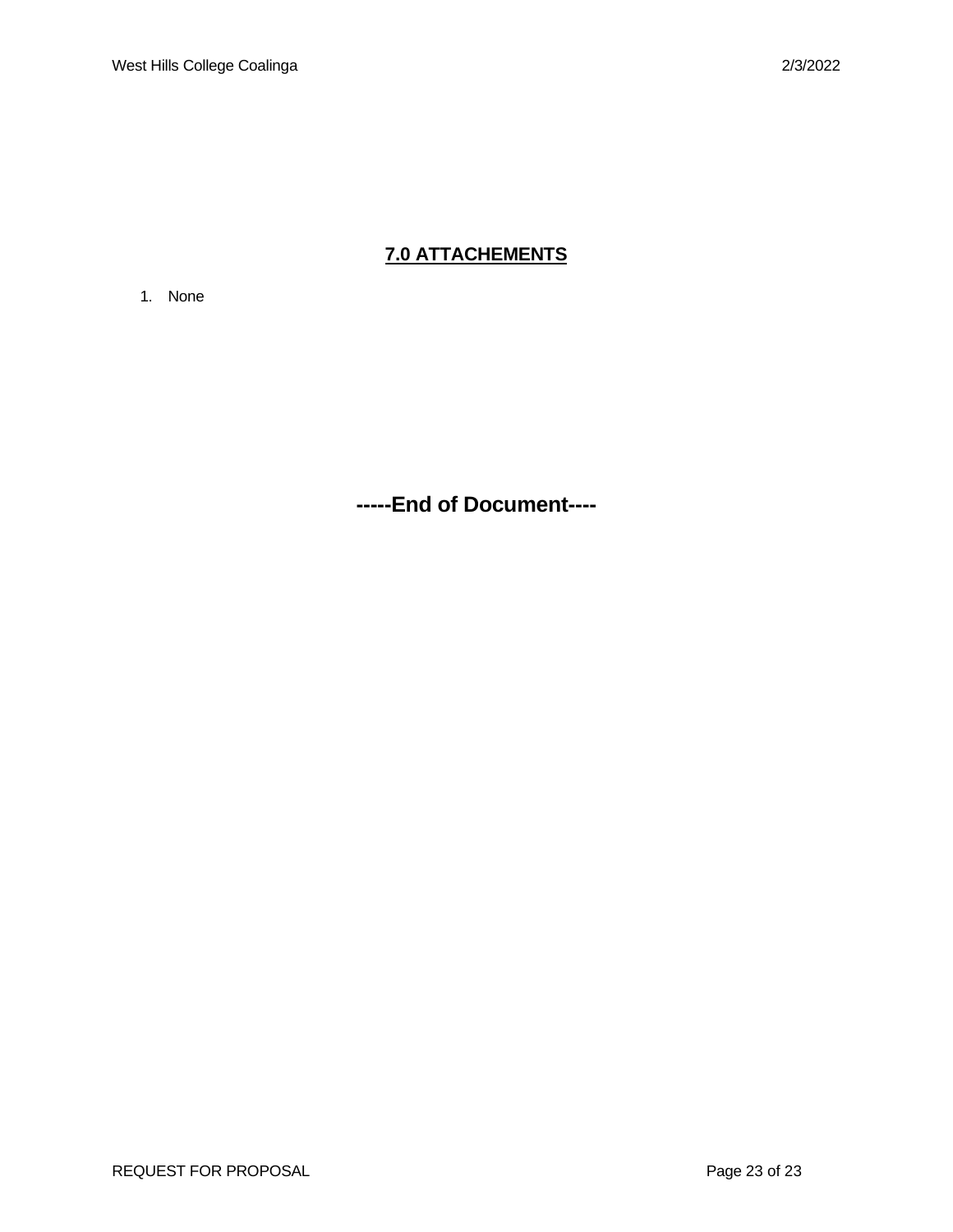## 7.0 ATTACHEMENTS

1. None

**-----End of Document----**